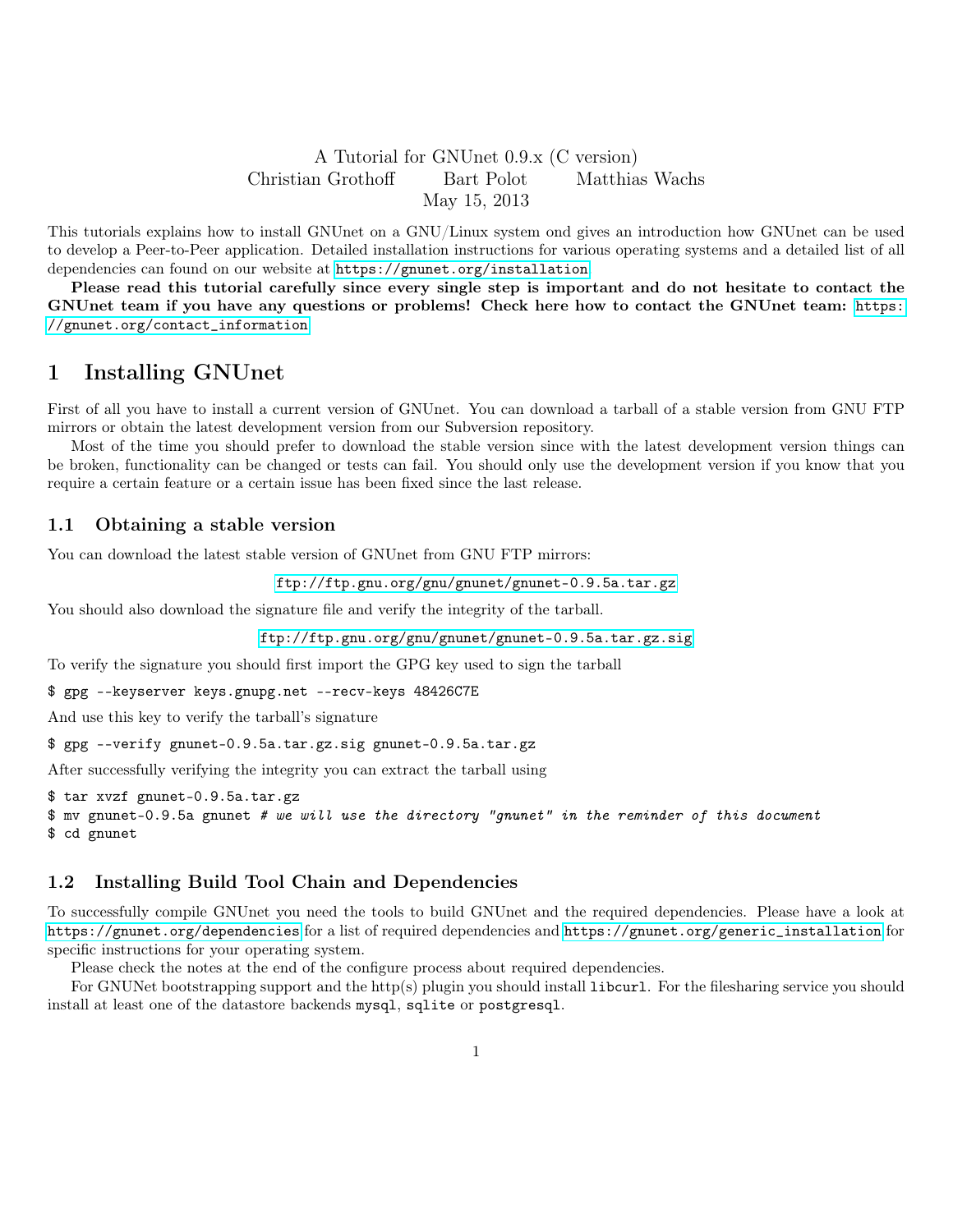A Tutorial for GNUnet 0.9.x (C version)

Christian Grothoff  Bart Polot  Matthias Wachs

May 15, 2013

This tutorials explains how to install GNUnet on a GNU/Linux system ond gives an introduction how GNUnet can be used to develop a Peer-to-Peer application. Detailed installation instructions for various operating systems and a detailed list of all dependencies can found on our website at https://gnunet.org/installation.

**Please read this tutorial carefully since every single step is important and do not hesitate to contact the GNUnet team if you have any questions or problems! Check here how to contact the GNUnet team:** https://gnunet.org/contact_information

# 1 Installing GNUnet

First of all you have to install a current version of GNUnet. You can download a tarball of a stable version from GNU FTP mirrors or obtain the latest development version from our Subversion repository.

Most of the time you should prefer to download the stable version since with the latest development version things can be broken, functionality can be changed or tests can fail. You should only use the development version if you know that you require a certain feature or a certain issue has been fixed since the last release.

## 1.1 Obtaining a stable version

You can download the latest stable version of GNUnet from GNU FTP mirrors:

ftp://ftp.gnu.org/gnu/gnunet/gnunet-0.9.5a.tar.gz

You should also download the signature file and verify the integrity of the tarball.

ftp://ftp.gnu.org/gnu/gnunet/gnunet-0.9.5a.tar.gz.sig

To verify the signature you should first import the GPG key used to sign the tarball

```
$ gpg --keyserver keys.gnupg.net --recv-keys 48426C7E
```

And use this key to verify the tarball's signature

```
$ gpg --verify gnunet-0.9.5a.tar.gz.sig gnunet-0.9.5a.tar.gz
```

After successfully verifying the integrity you can extract the tarball using

```
$ tar xvzf gnunet-0.9.5a.tar.gz
$ mv gnunet-0.9.5a gnunet # we will use the directory "gnunet" in the reminder of this document
$ cd gnunet
```

## 1.2 Installing Build Tool Chain and Dependencies

To successfully compile GNUnet you need the tools to build GNUnet and the required dependencies. Please have a look at https://gnunet.org/dependencies for a list of required dependencies and https://gnunet.org/generic_installation for specific instructions for your operating system.

Please check the notes at the end of the configure process about required dependencies.

For GNUNet bootstrapping support and the http(s) plugin you should install `libcurl`. For the filesharing service you should install at least one of the datastore backends `mysql`, `sqlite` or `postgresql`.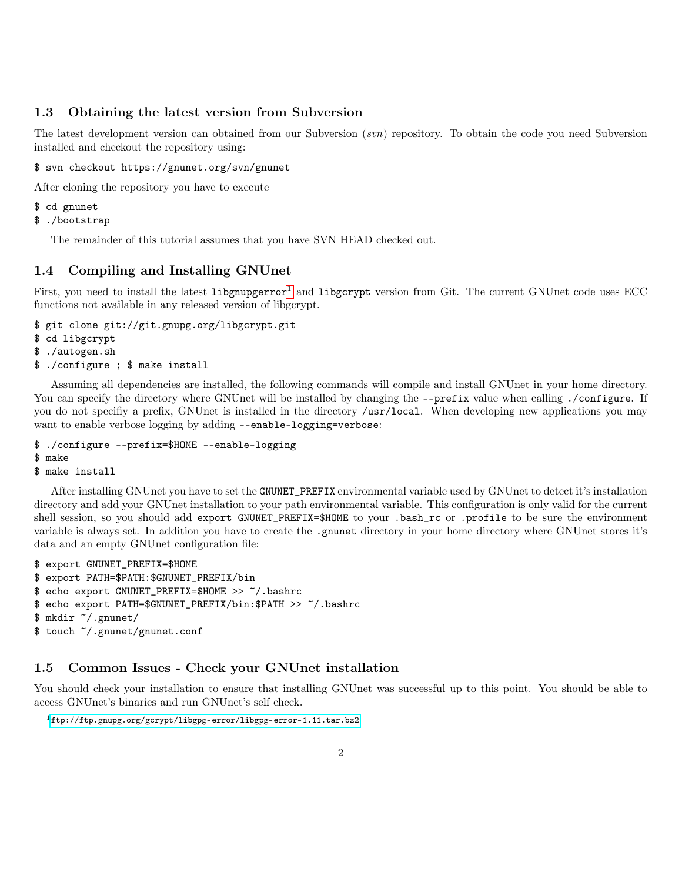### 1.3 Obtaining the latest version from Subversion

The latest development version can obtained from our Subversion (*svn*) repository. To obtain the code you need Subversion installed and checkout the repository using:

```
$ svn checkout https://gnunet.org/svn/gnunet
```

After cloning the repository you have to execute

```
$ cd gnunet
$ ./bootstrap
```

The remainder of this tutorial assumes that you have SVN HEAD checked out.

### 1.4 Compiling and Installing GNUnet

First, you need to install the latest `libgnupgerror`[1] and `libgcrypt` version from Git. The current GNUnet code uses ECC functions not available in any released version of libgcrypt.

```
$ git clone git://git.gnupg.org/libgcrypt.git
$ cd libgcrypt
$ ./autogen.sh
$ ./configure ; $ make install
```

Assuming all dependencies are installed, the following commands will compile and install GNUnet in your home directory. You can specify the directory where GNUnet will be installed by changing the `--prefix` value when calling `./configure`. If you do not specifiy a prefix, GNUnet is installed in the directory `/usr/local`. When developing new applications you may want to enable verbose logging by adding `--enable-logging=verbose`:

```
$ ./configure --prefix=$HOME --enable-logging
$ make
$ make install
```

After installing GNUnet you have to set the `GNUNET_PREFIX` environmental variable used by GNUnet to detect it's installation directory and add your GNUnet installation to your path environmental variable. This configuration is only valid for the current shell session, so you should add `export GNUNET_PREFIX=$HOME` to your `.bash_rc` or `.profile` to be sure the environment variable is always set. In addition you have to create the `.gnunet` directory in your home directory where GNUnet stores it's data and an empty GNUnet configuration file:

```
$ export GNUNET_PREFIX=$HOME
$ export PATH=$PATH:$GNUNET_PREFIX/bin
$ echo export GNUNET_PREFIX=$HOME >> ~/.bashrc
$ echo export PATH=$GNUNET_PREFIX/bin:$PATH >> ~/.bashrc
$ mkdir ~/.gnunet/
$ touch ~/.gnunet/gnunet.conf
```

### 1.5 Common Issues - Check your GNUnet installation

You should check your installation to ensure that installing GNUnet was successful up to this point. You should be able to access GNUnet's binaries and run GNUnet's self check.

[1] ftp://ftp.gnupg.org/gcrypt/libgpg-error/libgpg-error-1.11.tar.bz2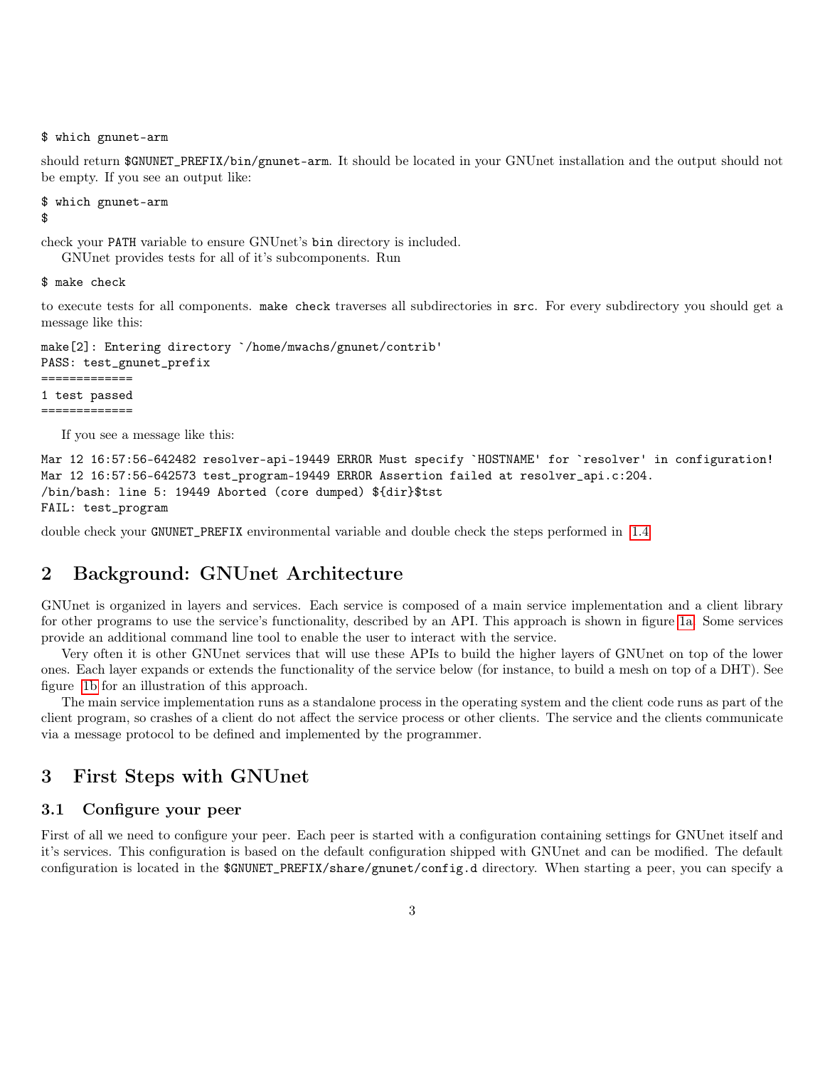```
$ which gnunet-arm
```

should return `$GNUNET_PREFIX/bin/gnunet-arm`. It should be located in your GNUnet installation and the output should not be empty. If you see an output like:

```
$ which gnunet-arm
$
```

check your `PATH` variable to ensure GNUnet's `bin` directory is included.

GNUnet provides tests for all of it's subcomponents. Run

```
$ make check
```

to execute tests for all components. `make check` traverses all subdirectories in `src`. For every subdirectory you should get a message like this:

```
make[2]: Entering directory `/home/mwachs/gnunet/contrib'
PASS: test_gnunet_prefix
=============
1 test passed
=============
```

If you see a message like this:

```
Mar 12 16:57:56-642482 resolver-api-19449 ERROR Must specify `HOSTNAME' for `resolver' in configuration!
Mar 12 16:57:56-642573 test_program-19449 ERROR Assertion failed at resolver_api.c:204.
/bin/bash: line 5: 19449 Aborted (core dumped) ${dir}$tst
FAIL: test_program
```

double check your `GNUNET_PREFIX` environmental variable and double check the steps performed in 1.4

## 2 Background: GNUnet Architecture

GNUnet is organized in layers and services. Each service is composed of a main service implementation and a client library for other programs to use the service's functionality, described by an API. This approach is shown in figure 1a. Some services provide an additional command line tool to enable the user to interact with the service.

Very often it is other GNUnet services that will use these APIs to build the higher layers of GNUnet on top of the lower ones. Each layer expands or extends the functionality of the service below (for instance, to build a mesh on top of a DHT). See figure 1b for an illustration of this approach.

The main service implementation runs as a standalone process in the operating system and the client code runs as part of the client program, so crashes of a client do not affect the service process or other clients. The service and the clients communicate via a message protocol to be defined and implemented by the programmer.

## 3 First Steps with GNUnet

### 3.1 Configure your peer

First of all we need to configure your peer. Each peer is started with a configuration containing settings for GNUnet itself and it's services. This configuration is based on the default configuration shipped with GNUnet and can be modified. The default configuration is located in the `$GNUNET_PREFIX/share/gnunet/config.d` directory. When starting a peer, you can specify a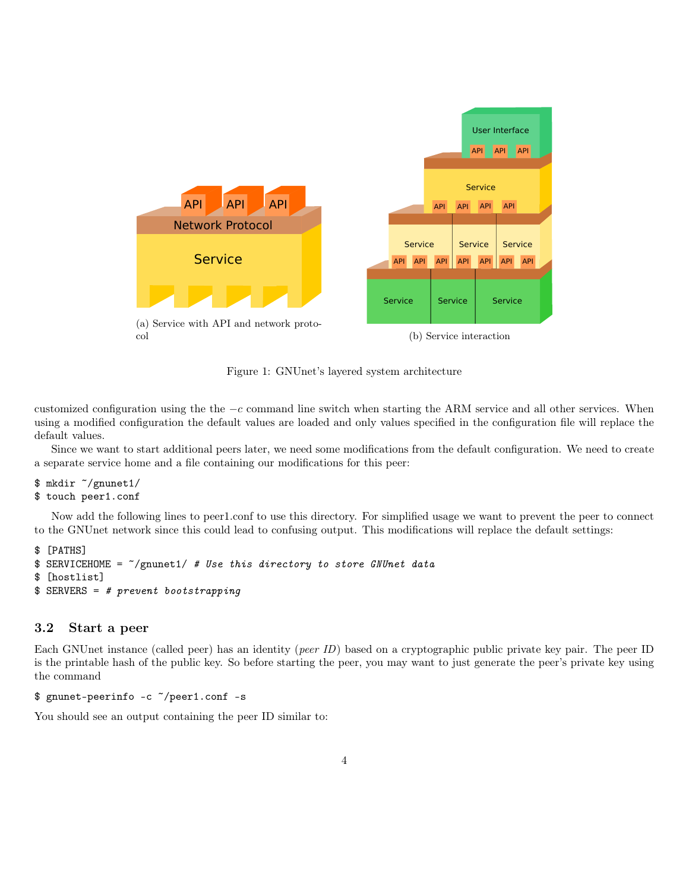(a) Service with API and network protocol

(b) Service interaction

Figure 1: GNUnet's layered system architecture

customized configuration using the the $-c$ command line switch when starting the ARM service and all other services. When using a modified configuration the default values are loaded and only values specified in the configuration file will replace the default values.

Since we want to start additional peers later, we need some modifications from the default configuration. We need to create a separate service home and a file containing our modifications for this peer:

```
$ mkdir ~/gnunet1/
$ touch peer1.conf
```

Now add the following lines to peer1.conf to use this directory. For simplified usage we want to prevent the peer to connect to the GNUnet network since this could lead to confusing output. This modifications will replace the default settings:

```
$ [PATHS]
$ SERVICEHOME = ~/gnunet1/ # Use this directory to store GNUnet data
$ [hostlist]
$ SERVERS = # prevent bootstrapping
```

### 3.2 Start a peer

Each GNUnet instance (called peer) has an identity (*peer ID*) based on a cryptographic public private key pair. The peer ID is the printable hash of the public key. So before starting the peer, you may want to just generate the peer's private key using the command

```
$ gnunet-peerinfo -c ~/peer1.conf -s
```

You should see an output containing the peer ID similar to: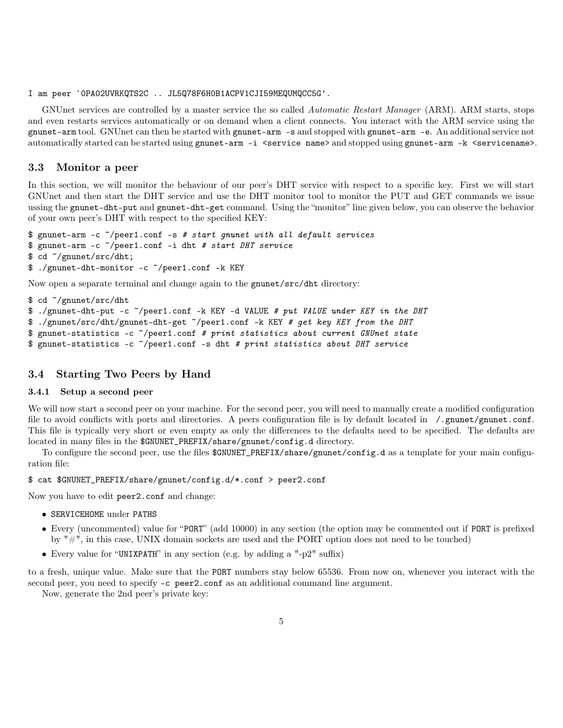```
I am peer `0PA02UVRKQTS2C .. JL5Q78F6H0B1ACPV1CJI59MEQUMQCC5G'.
```

GNUnet services are controlled by a master service the so called *Automatic Restart Manager* (ARM). ARM starts, stops and even restarts services automatically or on demand when a client connects. You interact with the ARM service using the `gnunet-arm` tool. GNUnet can then be started with `gnunet-arm -s` and stopped with `gnunet-arm -e`. An additional service not automatically started can be started using `gnunet-arm -i <service name>` and stopped using `gnunet-arm -k <servicename>`.

### 3.3 Monitor a peer

In this section, we will monitor the behaviour of our peer's DHT service with respect to a specific key. First we will start GNUnet and then start the DHT service and use the DHT monitor tool to monitor the PUT and GET commands we issue ussing the `gnunet-dht-put` and `gnunet-dht-get` command. Using the "monitor" line given below, you can observe the behavior of your own peer's DHT with respect to the specified KEY:

```
$ gnunet-arm -c ~/peer1.conf -s # start gnunet with all default services
$ gnunet-arm -c ~/peer1.conf -i dht # start DHT service
$ cd ~/gnunet/src/dht;
$ ./gnunet-dht-monitor -c ~/peer1.conf -k KEY
```

Now open a separate terminal and change again to the `gnunet/src/dht` directory:

```
$ cd ~/gnunet/src/dht
$ ./gnunet-dht-put -c ~/peer1.conf -k KEY -d VALUE # put VALUE under KEY in the DHT
$ ./gnunet/src/dht/gnunet-dht-get ~/peer1.conf -k KEY # get key KEY from the DHT
$ gnunet-statistics -c ~/peer1.conf # print statistics about current GNUnet state
$ gnunet-statistics -c ~/peer1.conf -s dht # print statistics about DHT service
```

### 3.4 Starting Two Peers by Hand

#### 3.4.1 Setup a second peer

We will now start a second peer on your machine. For the second peer, you will need to manually create a modified configuration file to avoid conflicts with ports and directories. A peers configuration file is by default located in `/.gnunet/gnunet.conf`. This file is typically very short or even empty as only the differences to the defaults need to be specified. The defaults are located in many files in the `$GNUNET_PREFIX/share/gnunet/config.d` directory.

To configure the second peer, use the files `$GNUNET_PREFIX/share/gnunet/config.d` as a template for your main configuration file:

```
$ cat $GNUNET_PREFIX/share/gnunet/config.d/*.conf > peer2.conf
```

Now you have to edit `peer2.conf` and change:

- `SERVICEHOME` under `PATHS`
- Every (uncommented) value for "`PORT`" (add 10000) in any section (the option may be commented out if `PORT` is prefixed by "#", in this case, UNIX domain sockets are used and the PORT option does not need to be touched)
- Every value for "`UNIXPATH`" in any section (e.g. by adding a "-p2" suffix)

to a fresh, unique value. Make sure that the `PORT` numbers stay below 65536. From now on, whenever you interact with the second peer, you need to specify `-c peer2.conf` as an additional command line argument.

Now, generate the 2nd peer's private key: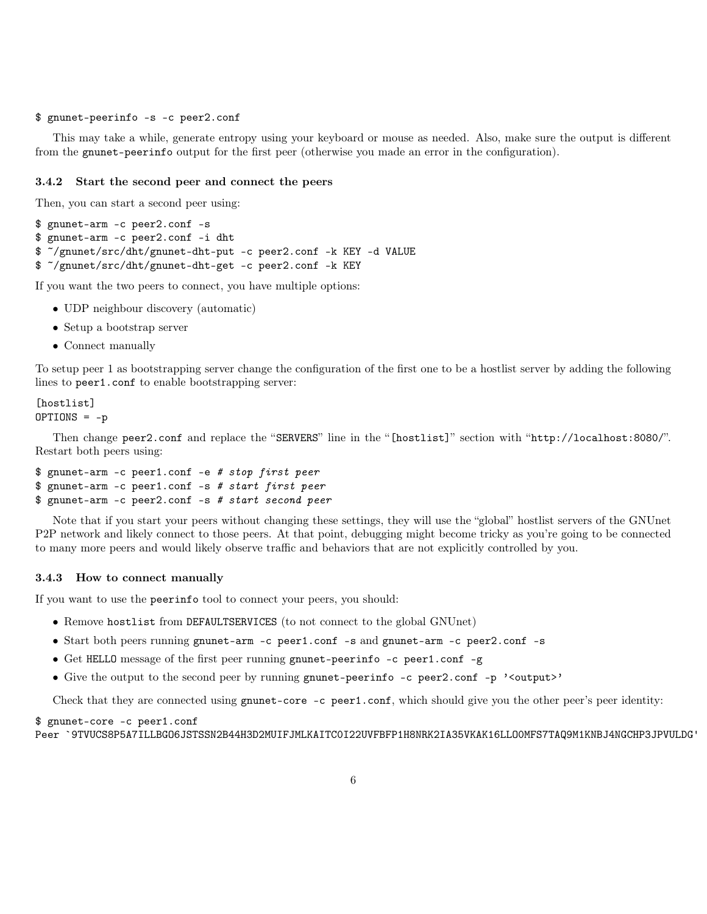```
$ gnunet-peerinfo -s -c peer2.conf
```

This may take a while, generate entropy using your keyboard or mouse as needed. Also, make sure the output is different from the `gnunet-peerinfo` output for the first peer (otherwise you made an error in the configuration).

### 3.4.2 Start the second peer and connect the peers

Then, you can start a second peer using:

```
$ gnunet-arm -c peer2.conf -s
$ gnunet-arm -c peer2.conf -i dht
$ ~/gnunet/src/dht/gnunet-dht-put -c peer2.conf -k KEY -d VALUE
$ ~/gnunet/src/dht/gnunet-dht-get -c peer2.conf -k KEY
```

If you want the two peers to connect, you have multiple options:

- UDP neighbour discovery (automatic)
- Setup a bootstrap server
- Connect manually

To setup peer 1 as bootstrapping server change the configuration of the first one to be a hostlist server by adding the following lines to `peer1.conf` to enable bootstrapping server:

```
[hostlist]
OPTIONS = -p
```

Then change `peer2.conf` and replace the "`SERVERS`" line in the "`[hostlist]`" section with "`http://localhost:8080/`". Restart both peers using:

```
$ gnunet-arm -c peer1.conf -e # stop first peer
$ gnunet-arm -c peer1.conf -s # start first peer
$ gnunet-arm -c peer2.conf -s # start second peer
```

Note that if you start your peers without changing these settings, they will use the "global" hostlist servers of the GNUnet P2P network and likely connect to those peers. At that point, debugging might become tricky as you're going to be connected to many more peers and would likely observe traffic and behaviors that are not explicitly controlled by you.

### 3.4.3 How to connect manually

If you want to use the `peerinfo` tool to connect your peers, you should:

- Remove `hostlist` from `DEFAULTSERVICES` (to not connect to the global GNUnet)
- Start both peers running `gnunet-arm -c peer1.conf -s` and `gnunet-arm -c peer2.conf -s`
- Get `HELLO` message of the first peer running `gnunet-peerinfo -c peer1.conf -g`
- Give the output to the second peer by running `gnunet-peerinfo -c peer2.conf -p '<output>'`

Check that they are connected using `gnunet-core -c peer1.conf`, which should give you the other peer's peer identity:

```
$ gnunet-core -c peer1.conf
Peer `9TVUCS8P5A7ILLBGO6JSTSSN2B44H3D2MUIFJMLKAITC0I22UVFBFP1H8NRK2IA35VKAK16LLO0MFS7TAQ9M1KNBJ4NGCHP3JPVULDG'
```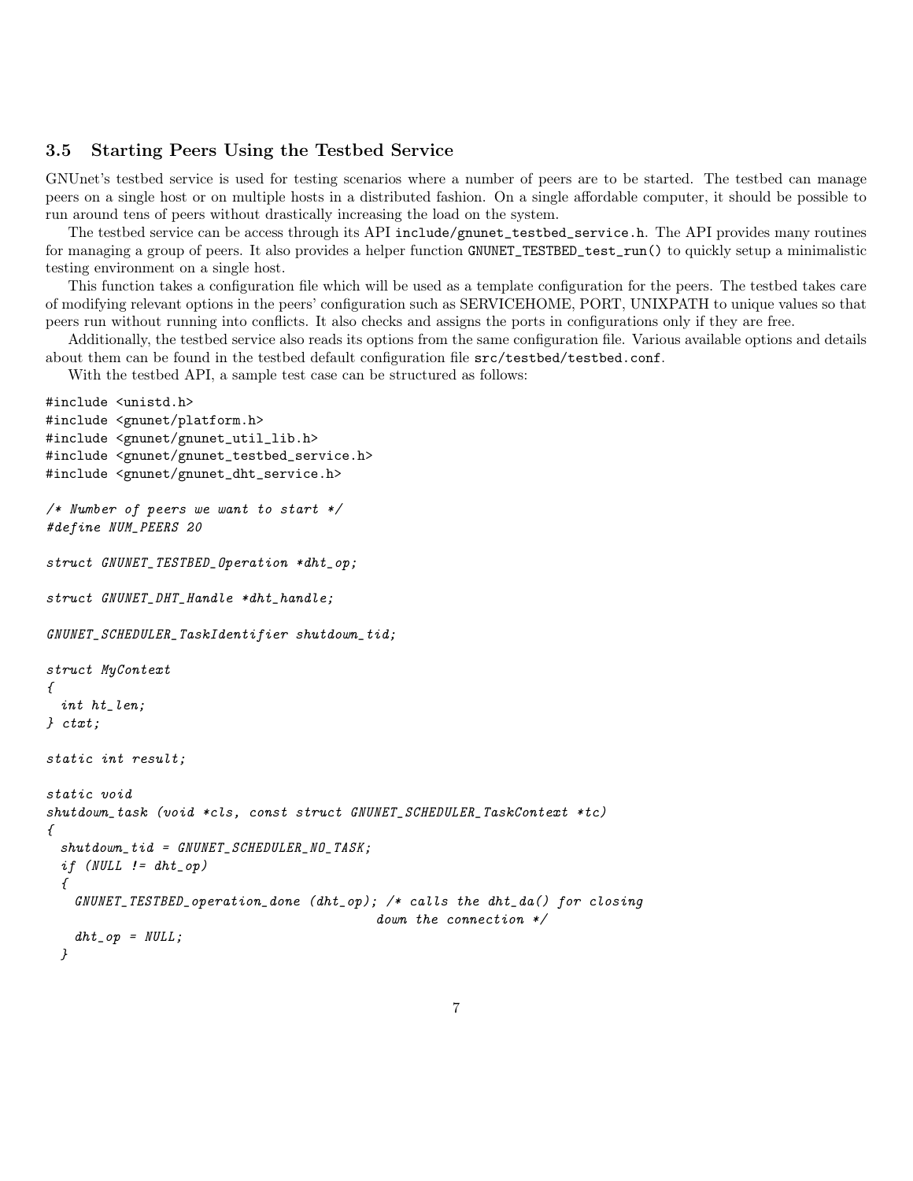### 3.5 Starting Peers Using the Testbed Service

GNUnet's testbed service is used for testing scenarios where a number of peers are to be started. The testbed can manage peers on a single host or on multiple hosts in a distributed fashion. On a single affordable computer, it should be possible to run around tens of peers without drastically increasing the load on the system.

The testbed service can be access through its API `include/gnunet_testbed_service.h`. The API provides many routines for managing a group of peers. It also provides a helper function `GNUNET_TESTBED_test_run()` to quickly setup a minimalistic testing environment on a single host.

This function takes a configuration file which will be used as a template configuration for the peers. The testbed takes care of modifying relevant options in the peers' configuration such as SERVICEHOME, PORT, UNIXPATH to unique values so that peers run without running into conflicts. It also checks and assigns the ports in configurations only if they are free.

Additionally, the testbed service also reads its options from the same configuration file. Various available options and details about them can be found in the testbed default configuration file `src/testbed/testbed.conf`.

With the testbed API, a sample test case can be structured as follows:

```
#include <unistd.h>
#include <gnunet/platform.h>
#include <gnunet/gnunet_util_lib.h>
#include <gnunet/gnunet_testbed_service.h>
#include <gnunet/gnunet_dht_service.h>

/* Number of peers we want to start */
#define NUM_PEERS 20

struct GNUNET_TESTBED_Operation *dht_op;

struct GNUNET_DHT_Handle *dht_handle;

GNUNET_SCHEDULER_TaskIdentifier shutdown_tid;

struct MyContext
{
  int ht_len;
} ctxt;

static int result;

static void
shutdown_task (void *cls, const struct GNUNET_SCHEDULER_TaskContext *tc)
{
  shutdown_tid = GNUNET_SCHEDULER_NO_TASK;
  if (NULL != dht_op)
  {
    GNUNET_TESTBED_operation_done (dht_op); /* calls the dht_da() for closing
                                              down the connection */
    dht_op = NULL;
  }
```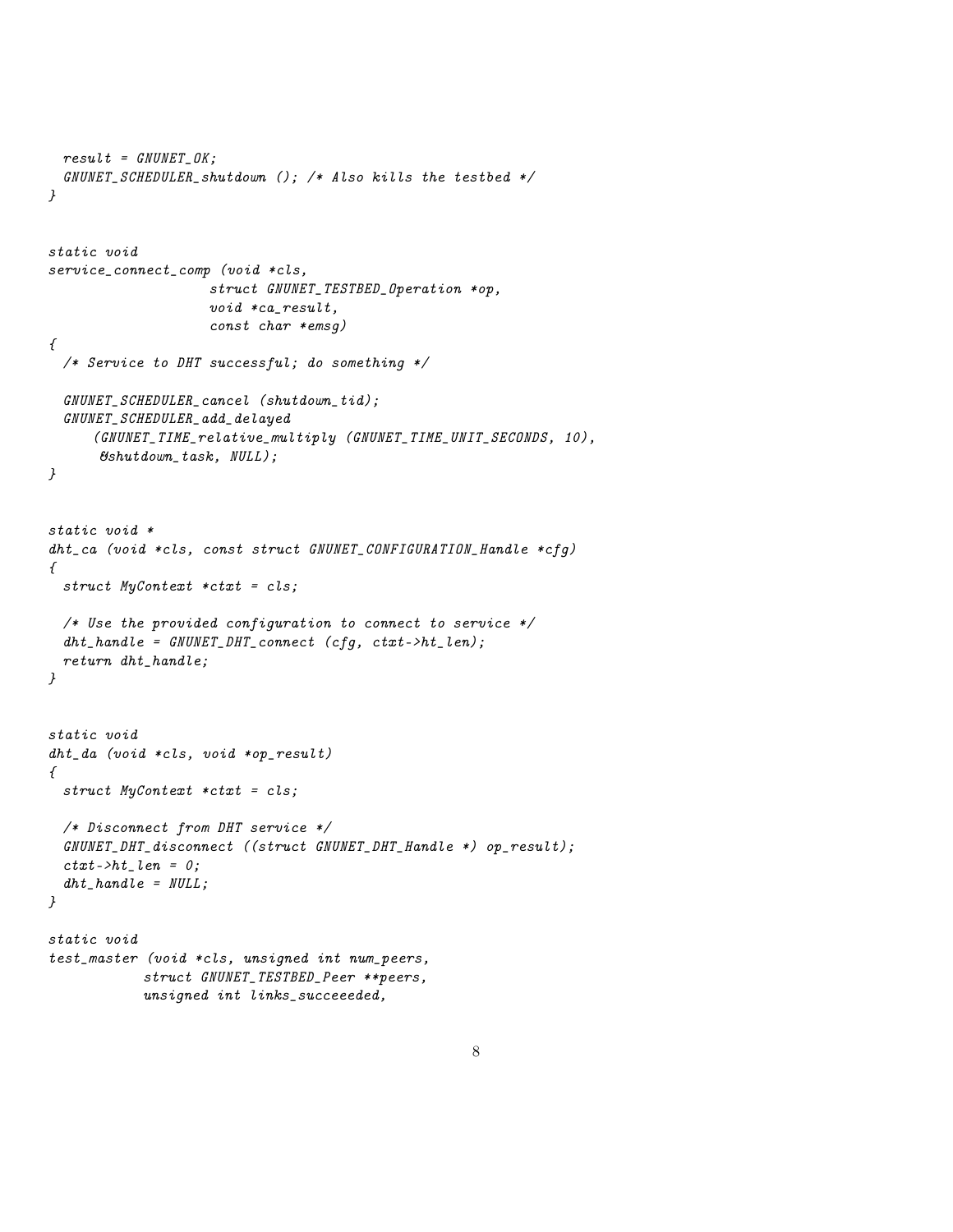```
  result = GNUNET_OK;
  GNUNET_SCHEDULER_shutdown (); /* Also kills the testbed */
}


static void
service_connect_comp (void *cls,
                      struct GNUNET_TESTBED_Operation *op,
                      void *ca_result,
                      const char *emsg)
{
  /* Service to DHT successful; do something */

  GNUNET_SCHEDULER_cancel (shutdown_tid);
  GNUNET_SCHEDULER_add_delayed
      (GNUNET_TIME_relative_multiply (GNUNET_TIME_UNIT_SECONDS, 10),
       &shutdown_task, NULL);
}


static void *
dht_ca (void *cls, const struct GNUNET_CONFIGURATION_Handle *cfg)
{
  struct MyContext *ctxt = cls;

  /* Use the provided configuration to connect to service */
  dht_handle = GNUNET_DHT_connect (cfg, ctxt->ht_len);
  return dht_handle;
}


static void
dht_da (void *cls, void *op_result)
{
  struct MyContext *ctxt = cls;

  /* Disconnect from DHT service */
  GNUNET_DHT_disconnect ((struct GNUNET_DHT_Handle *) op_result);
  ctxt->ht_len = 0;
  dht_handle = NULL;
}

static void
test_master (void *cls, unsigned int num_peers,
             struct GNUNET_TESTBED_Peer **peers,
             unsigned int links_succeeeded,
```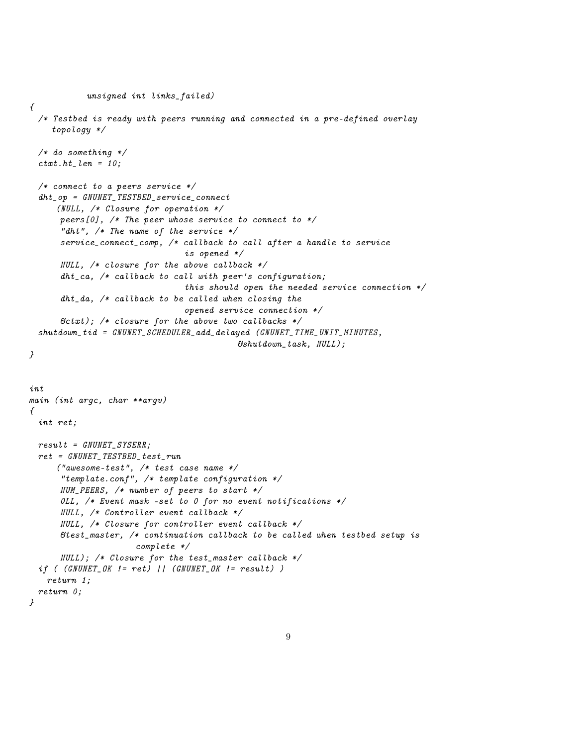```c
            unsigned int links_failed)
{
  /* Testbed is ready with peers running and connected in a pre-defined overlay
     topology */

  /* do something */
  ctxt.ht_len = 10;

  /* connect to a peers service */
  dht_op = GNUNET_TESTBED_service_connect
      (NULL, /* Closure for operation */
       peers[0], /* The peer whose service to connect to */
       "dht", /* The name of the service */
       service_connect_comp, /* callback to call after a handle to service
                               is opened */
       NULL, /* closure for the above callback */
       dht_ca, /* callback to call with peer's configuration;
                               this should open the needed service connection */
       dht_da, /* callback to be called when closing the
                               opened service connection */
       &ctxt); /* closure for the above two callbacks */
  shutdown_tid = GNUNET_SCHEDULER_add_delayed (GNUNET_TIME_UNIT_MINUTES,
                                               &shutdown_task, NULL);
}


int
main (int argc, char **argv)
{
  int ret;

  result = GNUNET_SYSERR;
  ret = GNUNET_TESTBED_test_run
      ("awesome-test", /* test case name */
       "template.conf", /* template configuration */
       NUM_PEERS, /* number of peers to start */
       0LL, /* Event mask -set to 0 for no event notifications */
       NULL, /* Controller event callback */
       NULL, /* Closure for controller event callback */
       &test_master, /* continuation callback to be called when testbed setup is
                       complete */
       NULL); /* Closure for the test_master callback */
  if ( (GNUNET_OK != ret) || (GNUNET_OK != result) )
    return 1;
  return 0;
}
```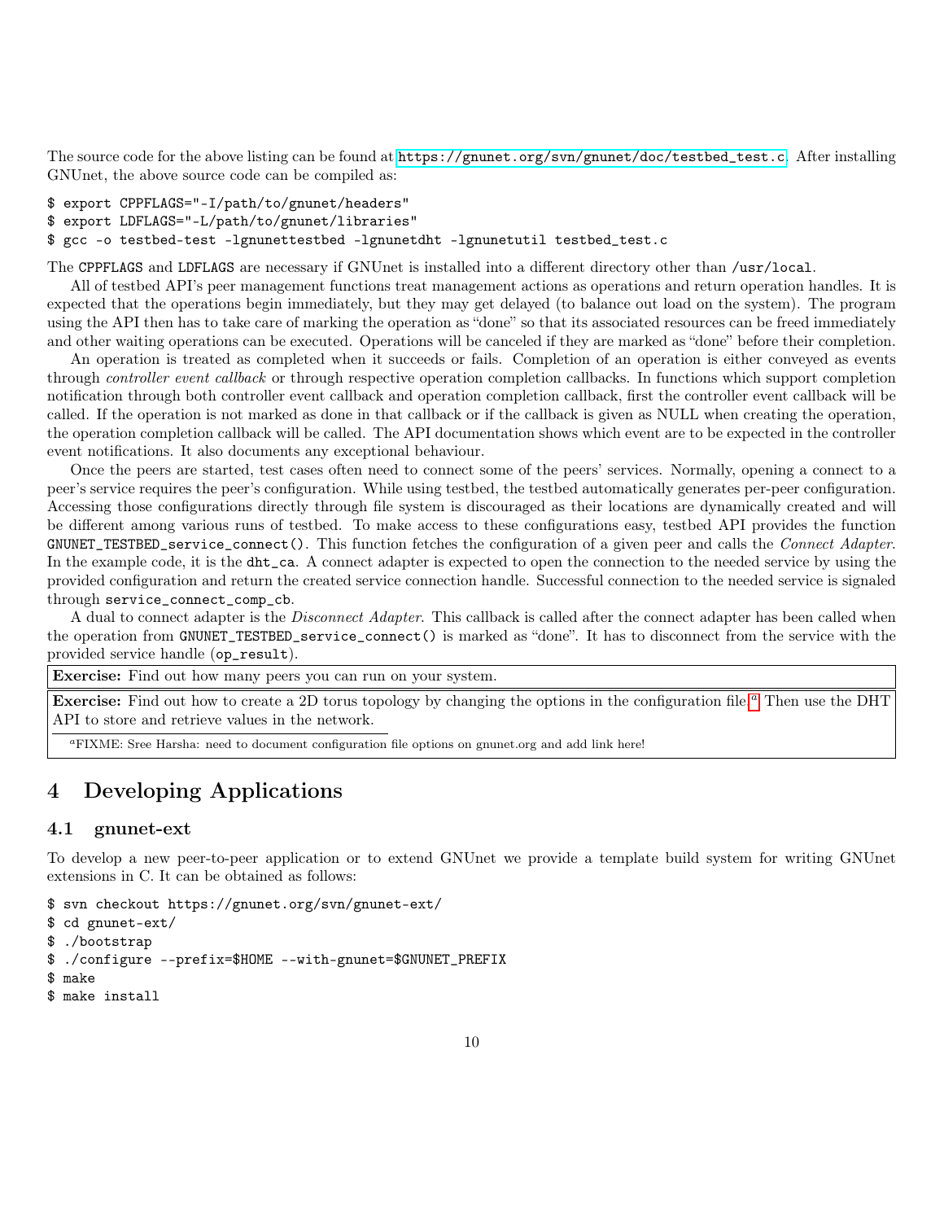The source code for the above listing can be found at https://gnunet.org/svn/gnunet/doc/testbed_test.c. After installing GNUnet, the above source code can be compiled as:

```
$ export CPPFLAGS="-I/path/to/gnunet/headers"
$ export LDFLAGS="-L/path/to/gnunet/libraries"
$ gcc -o testbed-test -lgnunettestbed -lgnunetdht -lgnunetutil testbed_test.c
```

The `CPPFLAGS` and `LDFLAGS` are necessary if GNUnet is installed into a different directory other than `/usr/local`.

All of testbed API's peer management functions treat management actions as operations and return operation handles. It is expected that the operations begin immediately, but they may get delayed (to balance out load on the system). The program using the API then has to take care of marking the operation as "done" so that its associated resources can be freed immediately and other waiting operations can be executed. Operations will be canceled if they are marked as "done" before their completion.

An operation is treated as completed when it succeeds or fails. Completion of an operation is either conveyed as events through *controller event callback* or through respective operation completion callbacks. In functions which support completion notification through both controller event callback and operation completion callback, first the controller event callback will be called. If the operation is not marked as done in that callback or if the callback is given as NULL when creating the operation, the operation completion callback will be called. The API documentation shows which event are to be expected in the controller event notifications. It also documents any exceptional behaviour.

Once the peers are started, test cases often need to connect some of the peers' services. Normally, opening a connect to a peer's service requires the peer's configuration. While using testbed, the testbed automatically generates per-peer configuration. Accessing those configurations directly through file system is discouraged as their locations are dynamically created and will be different among various runs of testbed. To make access to these configurations easy, testbed API provides the function `GNUNET_TESTBED_service_connect()`. This function fetches the configuration of a given peer and calls the *Connect Adapter*. In the example code, it is the `dht_ca`. A connect adapter is expected to open the connection to the needed service by using the provided configuration and return the created service connection handle. Successful connection to the needed service is signaled through `service_connect_comp_cb`.

A dual to connect adapter is the *Disconnect Adapter*. This callback is called after the connect adapter has been called when the operation from `GNUNET_TESTBED_service_connect()` is marked as "done". It has to disconnect from the service with the provided service handle (`op_result`).

**Exercise:** Find out how many peers you can run on your system.

**Exercise:** Find out how to create a 2D torus topology by changing the options in the configuration file.[a] Then use the DHT API to store and retrieve values in the network.

[a] FIXME: Sree Harsha: need to document configuration file options on gnunet.org and add link here!

# 4 Developing Applications

## 4.1 gnunet-ext

To develop a new peer-to-peer application or to extend GNUnet we provide a template build system for writing GNUnet extensions in C. It can be obtained as follows:

```
$ svn checkout https://gnunet.org/svn/gnunet-ext/
$ cd gnunet-ext/
$ ./bootstrap
$ ./configure --prefix=$HOME --with-gnunet=$GNUNET_PREFIX
$ make
$ make install
```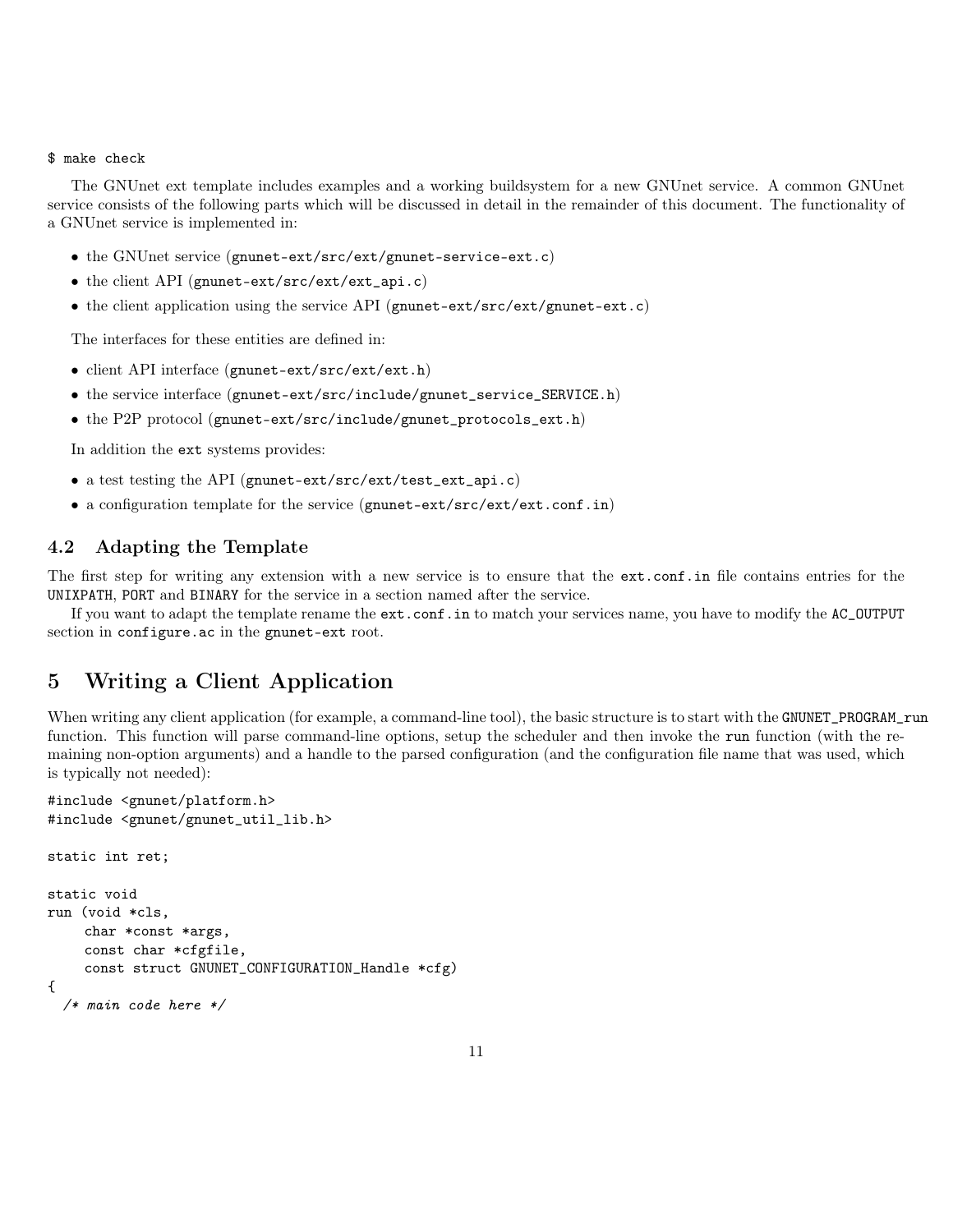```
$ make check
```

The GNUnet ext template includes examples and a working buildsystem for a new GNUnet service. A common GNUnet service consists of the following parts which will be discussed in detail in the remainder of this document. The functionality of a GNUnet service is implemented in:

- the GNUnet service (`gnunet-ext/src/ext/gnunet-service-ext.c`)
- the client API (`gnunet-ext/src/ext/ext_api.c`)
- the client application using the service API (`gnunet-ext/src/ext/gnunet-ext.c`)

The interfaces for these entities are defined in:

- client API interface (`gnunet-ext/src/ext/ext.h`)
- the service interface (`gnunet-ext/src/include/gnunet_service_SERVICE.h`)
- the P2P protocol (`gnunet-ext/src/include/gnunet_protocols_ext.h`)

In addition the `ext` systems provides:

- a test testing the API (`gnunet-ext/src/ext/test_ext_api.c`)
- a configuration template for the service (`gnunet-ext/src/ext/ext.conf.in`)

### 4.2 Adapting the Template

The first step for writing any extension with a new service is to ensure that the `ext.conf.in` file contains entries for the `UNIXPATH`, `PORT` and `BINARY` for the service in a section named after the service.

If you want to adapt the template rename the `ext.conf.in` to match your services name, you have to modify the `AC_OUTPUT` section in `configure.ac` in the `gnunet-ext` root.

## 5 Writing a Client Application

When writing any client application (for example, a command-line tool), the basic structure is to start with the `GNUNET_PROGRAM_run` function. This function will parse command-line options, setup the scheduler and then invoke the `run` function (with the remaining non-option arguments) and a handle to the parsed configuration (and the configuration file name that was used, which is typically not needed):

```
#include <gnunet/platform.h>
#include <gnunet/gnunet_util_lib.h>

static int ret;

static void
run (void *cls,
     char *const *args,
     const char *cfgfile,
     const struct GNUNET_CONFIGURATION_Handle *cfg)
{
  /* main code here */
```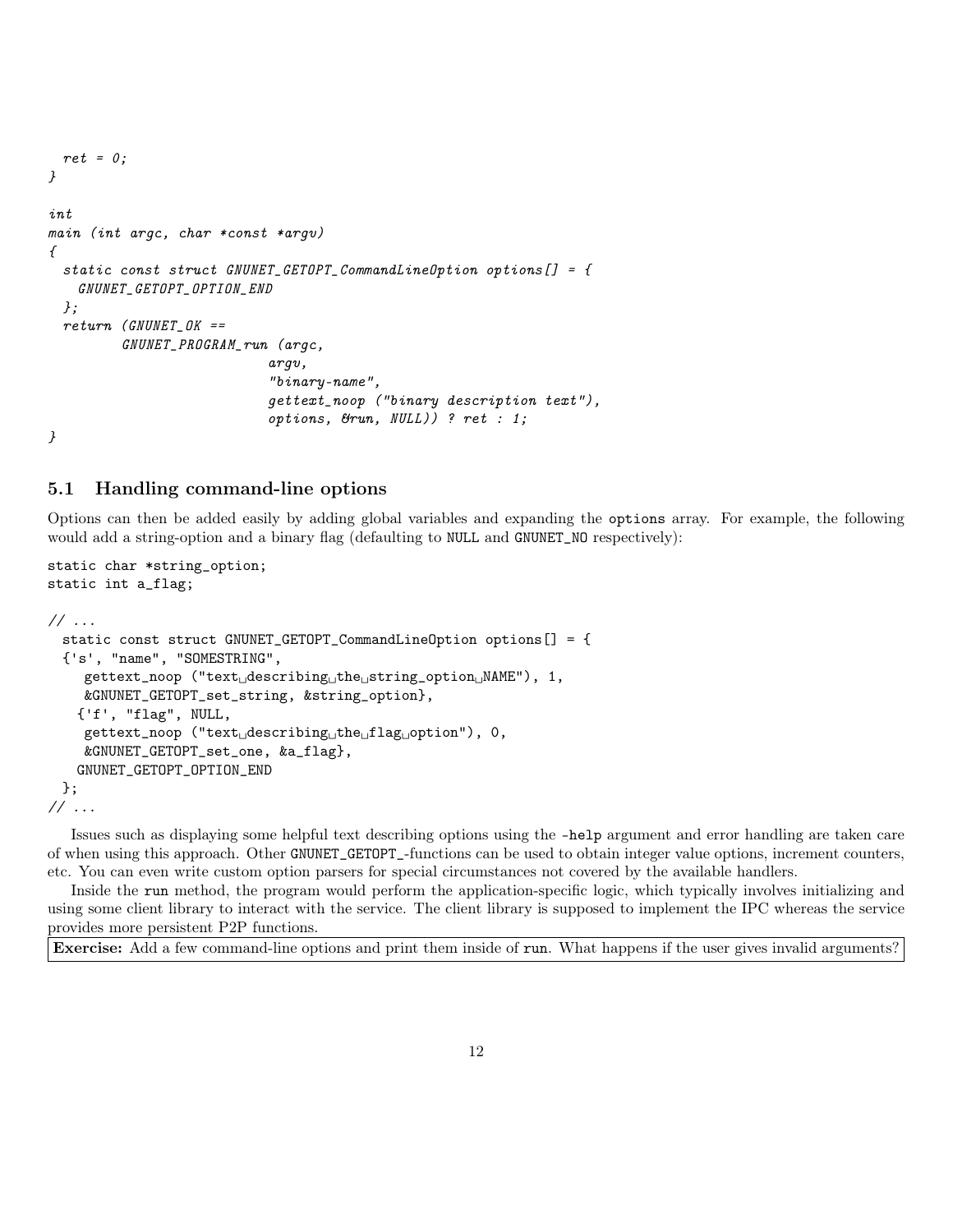```
  ret = 0;
}

int
main (int argc, char *const *argv)
{
  static const struct GNUNET_GETOPT_CommandLineOption options[] = {
    GNUNET_GETOPT_OPTION_END
  };
  return (GNUNET_OK ==
          GNUNET_PROGRAM_run (argc,
                              argv,
                              "binary-name",
                              gettext_noop ("binary description text"),
                              options, &run, NULL)) ? ret : 1;
}
```

### 5.1 Handling command-line options

Options can then be added easily by adding global variables and expanding the `options` array. For example, the following would add a string-option and a binary flag (defaulting to `NULL` and `GNUNET_NO` respectively):

```
static char *string_option;
static int a_flag;

// ...
  static const struct GNUNET_GETOPT_CommandLineOption options[] = {
  {'s', "name", "SOMESTRING",
     gettext_noop ("text describing the string_option NAME"), 1,
     &GNUNET_GETOPT_set_string, &string_option},
    {'f', "flag", NULL,
     gettext_noop ("text describing the flag option"), 0,
     &GNUNET_GETOPT_set_one, &a_flag},
    GNUNET_GETOPT_OPTION_END
  };
// ...
```

Issues such as displaying some helpful text describing options using the `-help` argument and error handling are taken care of when using this approach. Other `GNUNET_GETOPT_`-functions can be used to obtain integer value options, increment counters, etc. You can even write custom option parsers for special circumstances not covered by the available handlers.

Inside the `run` method, the program would perform the application-specific logic, which typically involves initializing and using some client library to interact with the service. The client library is supposed to implement the IPC whereas the service provides more persistent P2P functions.

**Exercise:** Add a few command-line options and print them inside of `run`. What happens if the user gives invalid arguments?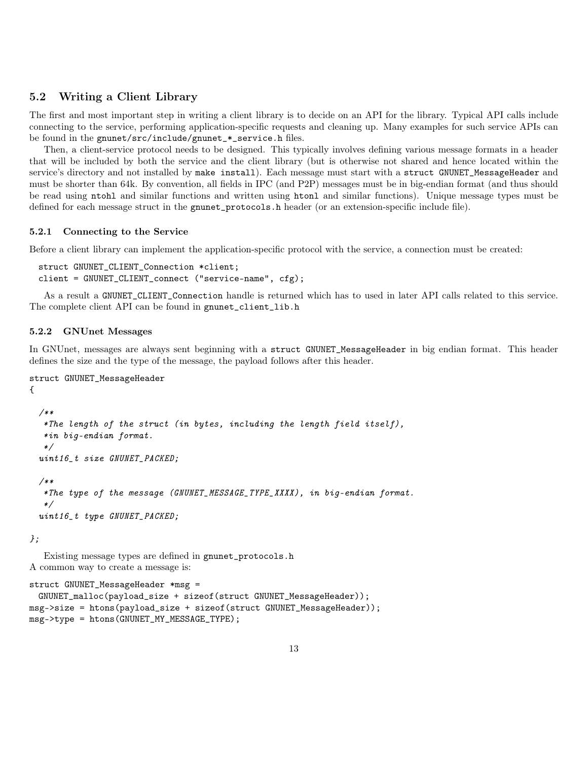## 5.2 Writing a Client Library

The first and most important step in writing a client library is to decide on an API for the library. Typical API calls include connecting to the service, performing application-specific requests and cleaning up. Many examples for such service APIs can be found in the `gnunet/src/include/gnunet_*_service.h` files.

Then, a client-service protocol needs to be designed. This typically involves defining various message formats in a header that will be included by both the service and the client library (but is otherwise not shared and hence located within the service's directory and not installed by `make install`). Each message must start with a `struct GNUNET_MessageHeader` and must be shorter than 64k. By convention, all fields in IPC (and P2P) messages must be in big-endian format (and thus should be read using `ntohl` and similar functions and written using `htonl` and similar functions). Unique message types must be defined for each message struct in the `gnunet_protocols.h` header (or an extension-specific include file).

### 5.2.1 Connecting to the Service

Before a client library can implement the application-specific protocol with the service, a connection must be created:

```
struct GNUNET_CLIENT_Connection *client;
client = GNUNET_CLIENT_connect ("service-name", cfg);
```

As a result a `GNUNET_CLIENT_Connection` handle is returned which has to used in later API calls related to this service. The complete client API can be found in `gnunet_client_lib.h`

### 5.2.2 GNUnet Messages

In GNUnet, messages are always sent beginning with a `struct GNUNET_MessageHeader` in big endian format. This header defines the size and the type of the message, the payload follows after this header.

```
struct GNUNET_MessageHeader
{

  /**
   *The length of the struct (in bytes, including the length field itself),
   *in big-endian format.
   */
  uint16_t size GNUNET_PACKED;

  /**
   *The type of the message (GNUNET_MESSAGE_TYPE_XXXX), in big-endian format.
   */
  uint16_t type GNUNET_PACKED;

};
```

Existing message types are defined in `gnunet_protocols.h`
A common way to create a message is:

```
struct GNUNET_MessageHeader *msg =
  GNUNET_malloc(payload_size + sizeof(struct GNUNET_MessageHeader));
msg->size = htons(payload_size + sizeof(struct GNUNET_MessageHeader));
msg->type = htons(GNUNET_MY_MESSAGE_TYPE);
```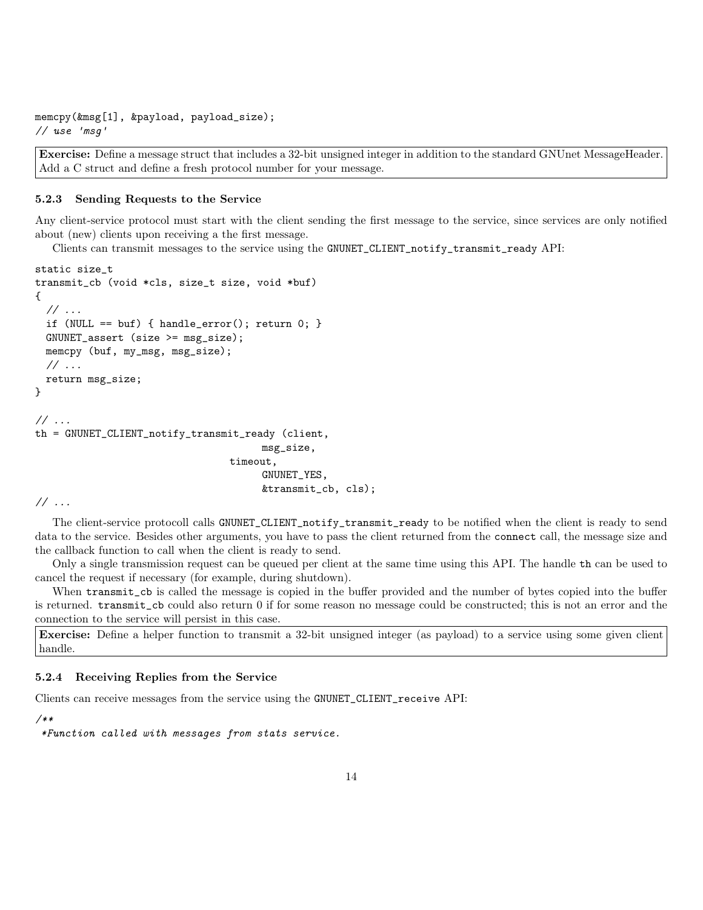```
memcpy(&msg[1], &payload, payload_size);
// use 'msg'
```

**Exercise:** Define a message struct that includes a 32-bit unsigned integer in addition to the standard GNUnet MessageHeader. Add a C struct and define a fresh protocol number for your message.

### 5.2.3 Sending Requests to the Service

Any client-service protocol must start with the client sending the first message to the service, since services are only notified about (new) clients upon receiving a the first message.

Clients can transmit messages to the service using the `GNUNET_CLIENT_notify_transmit_ready` API:

```
static size_t
transmit_cb (void *cls, size_t size, void *buf)
{
  // ...
  if (NULL == buf) { handle_error(); return 0; }
  GNUNET_assert (size >= msg_size);
  memcpy (buf, my_msg, msg_size);
  // ...
  return msg_size;
}

// ...
th = GNUNET_CLIENT_notify_transmit_ready (client,
                                          msg_size,
                                    timeout,
                                          GNUNET_YES,
                                          &transmit_cb, cls);
// ...
```

The client-service protocoll calls `GNUNET_CLIENT_notify_transmit_ready` to be notified when the client is ready to send data to the service. Besides other arguments, you have to pass the client returned from the `connect` call, the message size and the callback function to call when the client is ready to send.

Only a single transmission request can be queued per client at the same time using this API. The handle `th` can be used to cancel the request if necessary (for example, during shutdown).

When `transmit_cb` is called the message is copied in the buffer provided and the number of bytes copied into the buffer is returned. `transmit_cb` could also return 0 if for some reason no message could be constructed; this is not an error and the connection to the service will persist in this case.

**Exercise:** Define a helper function to transmit a 32-bit unsigned integer (as payload) to a service using some given client handle.

### 5.2.4 Receiving Replies from the Service

Clients can receive messages from the service using the `GNUNET_CLIENT_receive` API:

```
/**
 *Function called with messages from stats service.
```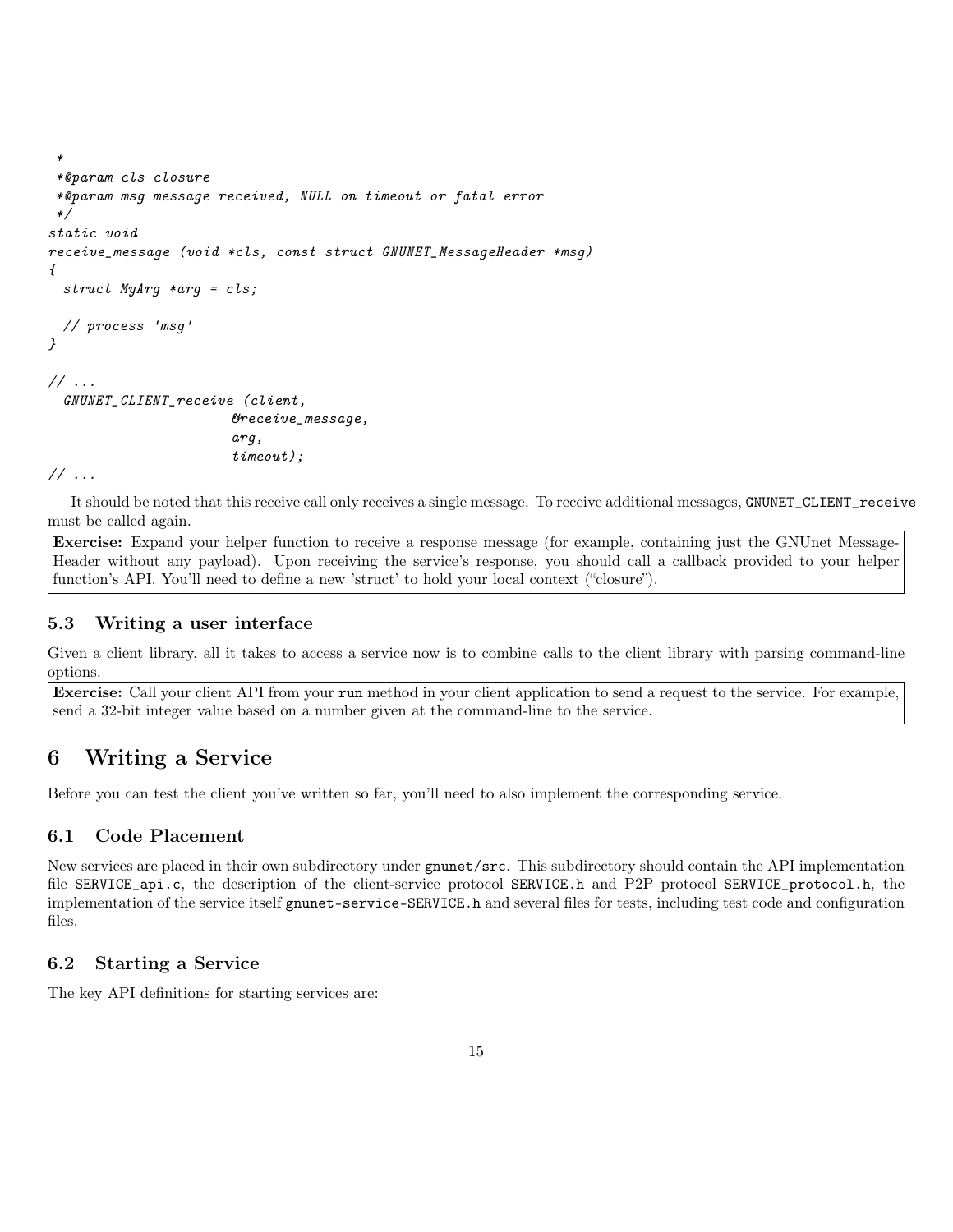```
 *
 *@param cls closure
 *@param msg message received, NULL on timeout or fatal error
 */
static void
receive_message (void *cls, const struct GNUNET_MessageHeader *msg)
{
  struct MyArg *arg = cls;

  // process 'msg'
}

// ...
  GNUNET_CLIENT_receive (client,
                         &receive_message,
                         arg,
                         timeout);
// ...
```

It should be noted that this receive call only receives a single message. To receive additional messages, `GNUNET_CLIENT_receive` must be called again.

> **Exercise:** Expand your helper function to receive a response message (for example, containing just the GNUnet MessageHeader without any payload). Upon receiving the service's response, you should call a callback provided to your helper function's API. You'll need to define a new 'struct' to hold your local context ("closure").

### 5.3 Writing a user interface

Given a client library, all it takes to access a service now is to combine calls to the client library with parsing command-line options.

> **Exercise:** Call your client API from your `run` method in your client application to send a request to the service. For example, send a 32-bit integer value based on a number given at the command-line to the service.

## 6 Writing a Service

Before you can test the client you've written so far, you'll need to also implement the corresponding service.

### 6.1 Code Placement

New services are placed in their own subdirectory under `gnunet/src`. This subdirectory should contain the API implementation file `SERVICE_api.c`, the description of the client-service protocol `SERVICE.h` and P2P protocol `SERVICE_protocol.h`, the implementation of the service itself `gnunet-service-SERVICE.h` and several files for tests, including test code and configuration files.

### 6.2 Starting a Service

The key API definitions for starting services are: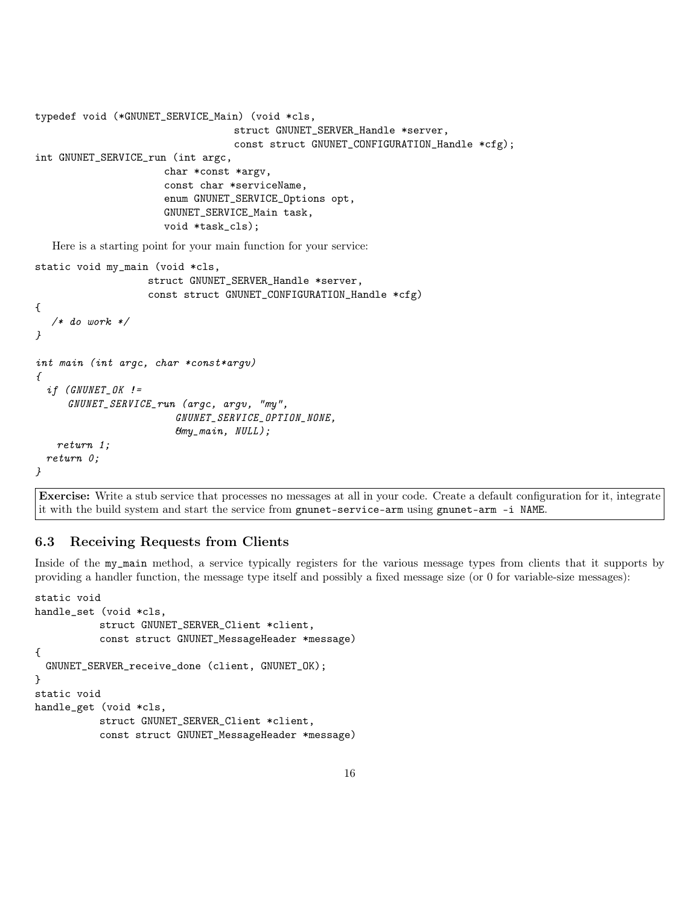```
typedef void (*GNUNET_SERVICE_Main) (void *cls,
                                     struct GNUNET_SERVER_Handle *server,
                                     const struct GNUNET_CONFIGURATION_Handle *cfg);
int GNUNET_SERVICE_run (int argc,
                        char *const *argv,
                        const char *serviceName,
                        enum GNUNET_SERVICE_Options opt,
                        GNUNET_SERVICE_Main task,
                        void *task_cls);
```

Here is a starting point for your main function for your service:

```
static void my_main (void *cls,
                     struct GNUNET_SERVER_Handle *server,
                     const struct GNUNET_CONFIGURATION_Handle *cfg)
{
   /* do work */
}

int main (int argc, char *const*argv)
{
  if (GNUNET_OK !=
      GNUNET_SERVICE_run (argc, argv, "my",
                          GNUNET_SERVICE_OPTION_NONE,
                          &my_main, NULL);
    return 1;
  return 0;
}
```

**Exercise:** Write a stub service that processes no messages at all in your code. Create a default configuration for it, integrate it with the build system and start the service from `gnunet-service-arm` using `gnunet-arm -i NAME`.

## 6.3 Receiving Requests from Clients

Inside of the `my_main` method, a service typically registers for the various message types from clients that it supports by providing a handler function, the message type itself and possibly a fixed message size (or 0 for variable-size messages):

```
static void
handle_set (void *cls,
            struct GNUNET_SERVER_Client *client,
            const struct GNUNET_MessageHeader *message)
{
  GNUNET_SERVER_receive_done (client, GNUNET_OK);
}
static void
handle_get (void *cls,
            struct GNUNET_SERVER_Client *client,
            const struct GNUNET_MessageHeader *message)
```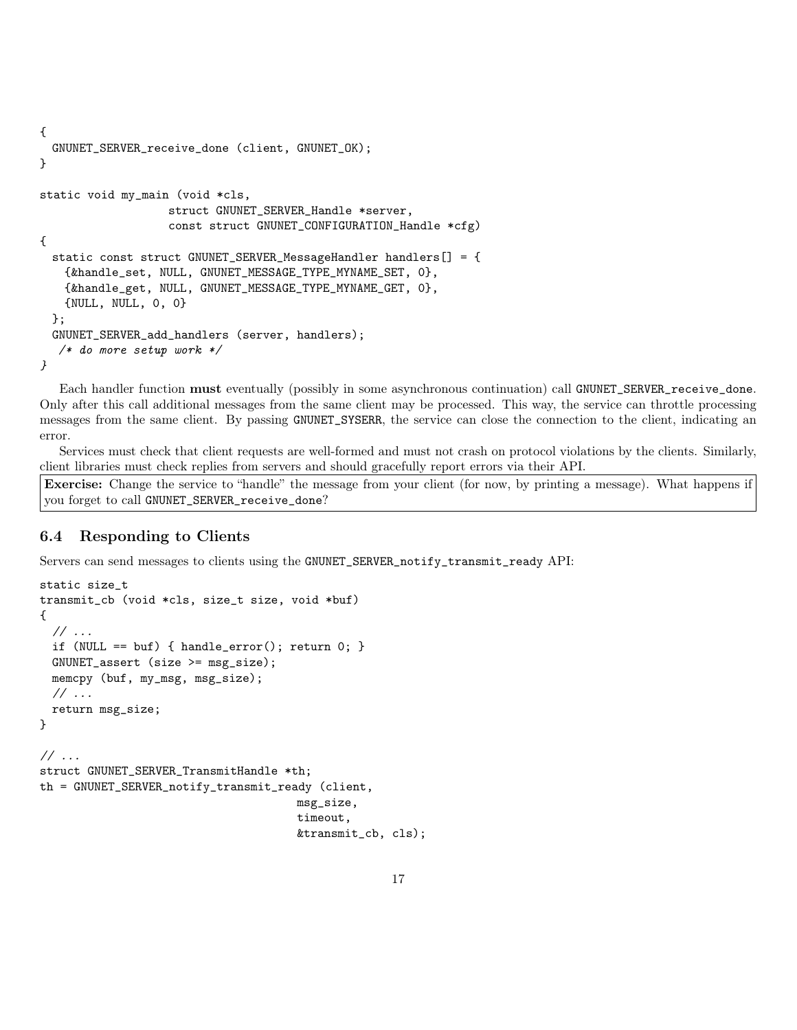```
{
  GNUNET_SERVER_receive_done (client, GNUNET_OK);
}

static void my_main (void *cls,
                     struct GNUNET_SERVER_Handle *server,
                     const struct GNUNET_CONFIGURATION_Handle *cfg)
{
  static const struct GNUNET_SERVER_MessageHandler handlers[] = {
    {&handle_set, NULL, GNUNET_MESSAGE_TYPE_MYNAME_SET, 0},
    {&handle_get, NULL, GNUNET_MESSAGE_TYPE_MYNAME_GET, 0},
    {NULL, NULL, 0, 0}
  };
  GNUNET_SERVER_add_handlers (server, handlers);
   /* do more setup work */
}
```

Each handler function **must** eventually (possibly in some asynchronous continuation) call `GNUNET_SERVER_receive_done`. Only after this call additional messages from the same client may be processed. This way, the service can throttle processing messages from the same client. By passing `GNUNET_SYSERR`, the service can close the connection to the client, indicating an error.

Services must check that client requests are well-formed and must not crash on protocol violations by the clients. Similarly, client libraries must check replies from servers and should gracefully report errors via their API.

**Exercise:** Change the service to "handle" the message from your client (for now, by printing a message). What happens if you forget to call `GNUNET_SERVER_receive_done`?

### 6.4 Responding to Clients

Servers can send messages to clients using the `GNUNET_SERVER_notify_transmit_ready` API:

```
static size_t
transmit_cb (void *cls, size_t size, void *buf)
{
  // ...
  if (NULL == buf) { handle_error(); return 0; }
  GNUNET_assert (size >= msg_size);
  memcpy (buf, my_msg, msg_size);
  // ...
  return msg_size;
}

// ...
struct GNUNET_SERVER_TransmitHandle *th;
th = GNUNET_SERVER_notify_transmit_ready (client,
                                          msg_size,
                                          timeout,
                                          &transmit_cb, cls);
```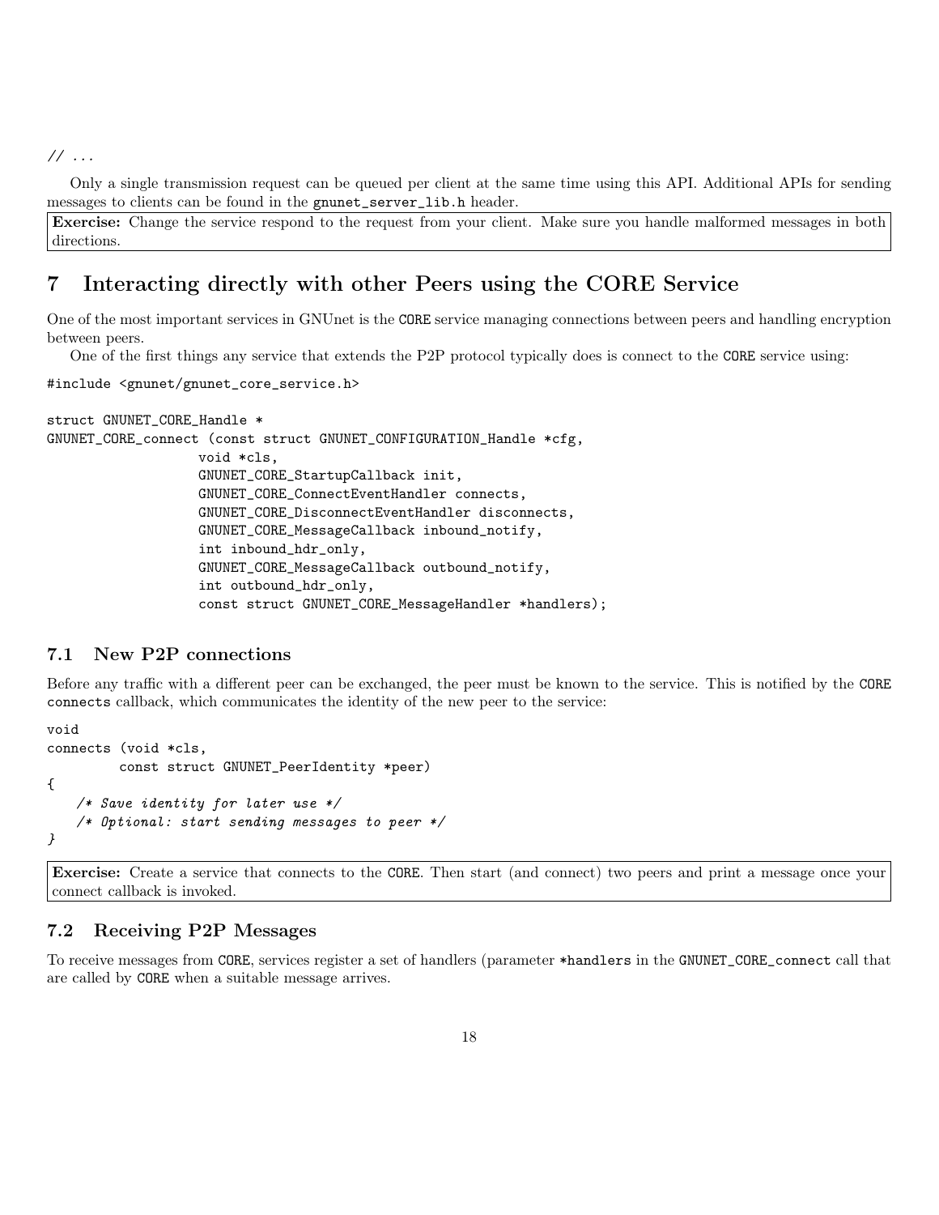```
// ...
```

Only a single transmission request can be queued per client at the same time using this API. Additional APIs for sending messages to clients can be found in the `gnunet_server_lib.h` header.

**Exercise:** Change the service respond to the request from your client. Make sure you handle malformed messages in both directions.

## 7 Interacting directly with other Peers using the CORE Service

One of the most important services in GNUnet is the `CORE` service managing connections between peers and handling encryption between peers.

One of the first things any service that extends the P2P protocol typically does is connect to the `CORE` service using:

```
#include <gnunet/gnunet_core_service.h>

struct GNUNET_CORE_Handle *
GNUNET_CORE_connect (const struct GNUNET_CONFIGURATION_Handle *cfg,
                     void *cls,
                     GNUNET_CORE_StartupCallback init,
                     GNUNET_CORE_ConnectEventHandler connects,
                     GNUNET_CORE_DisconnectEventHandler disconnects,
                     GNUNET_CORE_MessageCallback inbound_notify,
                     int inbound_hdr_only,
                     GNUNET_CORE_MessageCallback outbound_notify,
                     int outbound_hdr_only,
                     const struct GNUNET_CORE_MessageHandler *handlers);
```

### 7.1 New P2P connections

Before any traffic with a different peer can be exchanged, the peer must be known to the service. This is notified by the `CORE` `connects` callback, which communicates the identity of the new peer to the service:

```
void
connects (void *cls,
          const struct GNUNET_PeerIdentity *peer)
{
    /* Save identity for later use */
    /* Optional: start sending messages to peer */
}
```

**Exercise:** Create a service that connects to the `CORE`. Then start (and connect) two peers and print a message once your connect callback is invoked.

### 7.2 Receiving P2P Messages

To receive messages from `CORE`, services register a set of handlers (parameter `*handlers` in the `GNUNET_CORE_connect` call that are called by `CORE` when a suitable message arrives.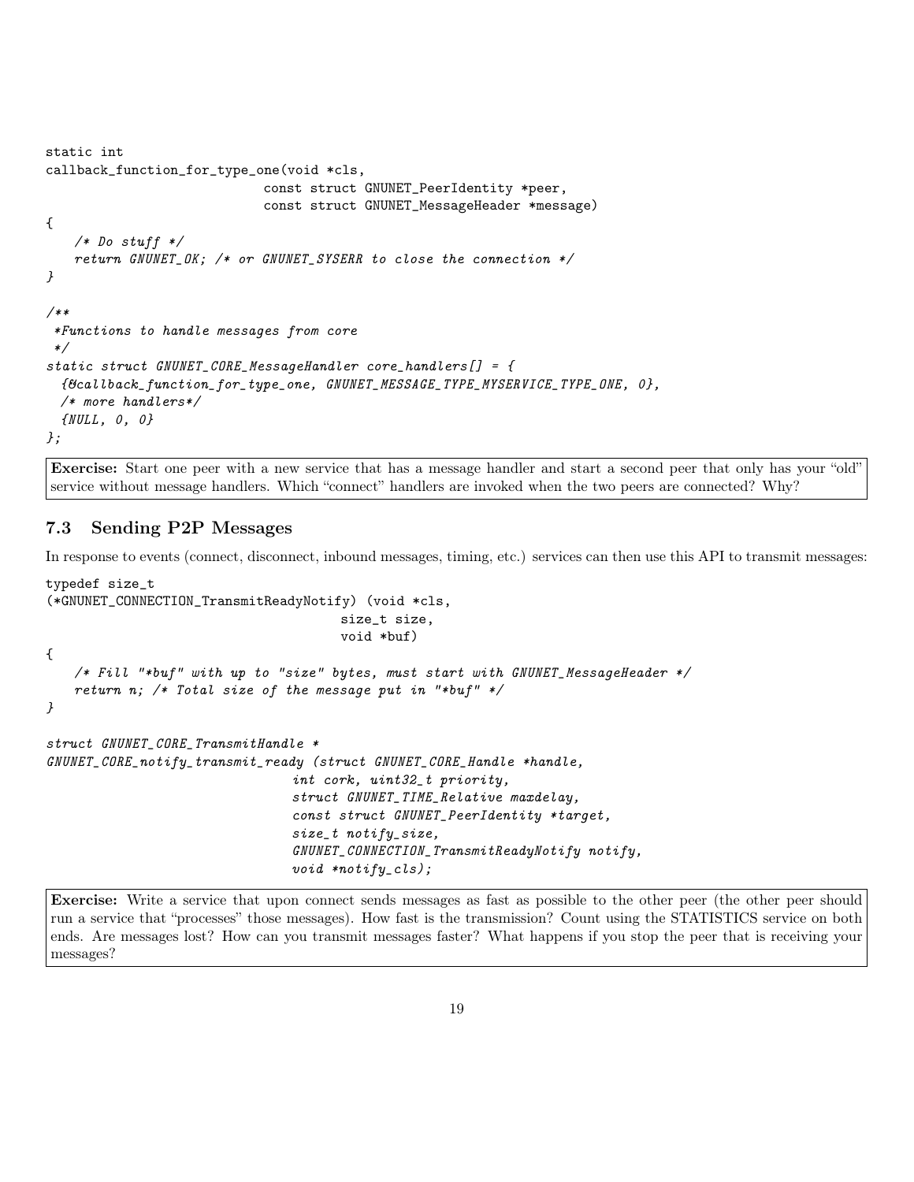```
static int
callback_function_for_type_one(void *cls,
                              const struct GNUNET_PeerIdentity *peer,
                              const struct GNUNET_MessageHeader *message)
{
    /* Do stuff */
    return GNUNET_OK; /* or GNUNET_SYSERR to close the connection */
}

/**
 *Functions to handle messages from core
 */
static struct GNUNET_CORE_MessageHandler core_handlers[] = {
  {&callback_function_for_type_one, GNUNET_MESSAGE_TYPE_MYSERVICE_TYPE_ONE, 0},
  /* more handlers*/
  {NULL, 0, 0}
};
```

**Exercise:** Start one peer with a new service that has a message handler and start a second peer that only has your "old" service without message handlers. Which "connect" handlers are invoked when the two peers are connected? Why?

### 7.3 Sending P2P Messages

In response to events (connect, disconnect, inbound messages, timing, etc.) services can then use this API to transmit messages:

```
typedef size_t
(*GNUNET_CONNECTION_TransmitReadyNotify) (void *cls,
                                          size_t size,
                                          void *buf)
{
    /* Fill "*buf" with up to "size" bytes, must start with GNUNET_MessageHeader */
    return n; /* Total size of the message put in "*buf" */
}

struct GNUNET_CORE_TransmitHandle *
GNUNET_CORE_notify_transmit_ready (struct GNUNET_CORE_Handle *handle,
                                   int cork, uint32_t priority,
                                   struct GNUNET_TIME_Relative maxdelay,
                                   const struct GNUNET_PeerIdentity *target,
                                   size_t notify_size,
                                   GNUNET_CONNECTION_TransmitReadyNotify notify,
                                   void *notify_cls);
```

**Exercise:** Write a service that upon connect sends messages as fast as possible to the other peer (the other peer should run a service that "processes" those messages). How fast is the transmission? Count using the STATISTICS service on both ends. Are messages lost? How can you transmit messages faster? What happens if you stop the peer that is receiving your messages?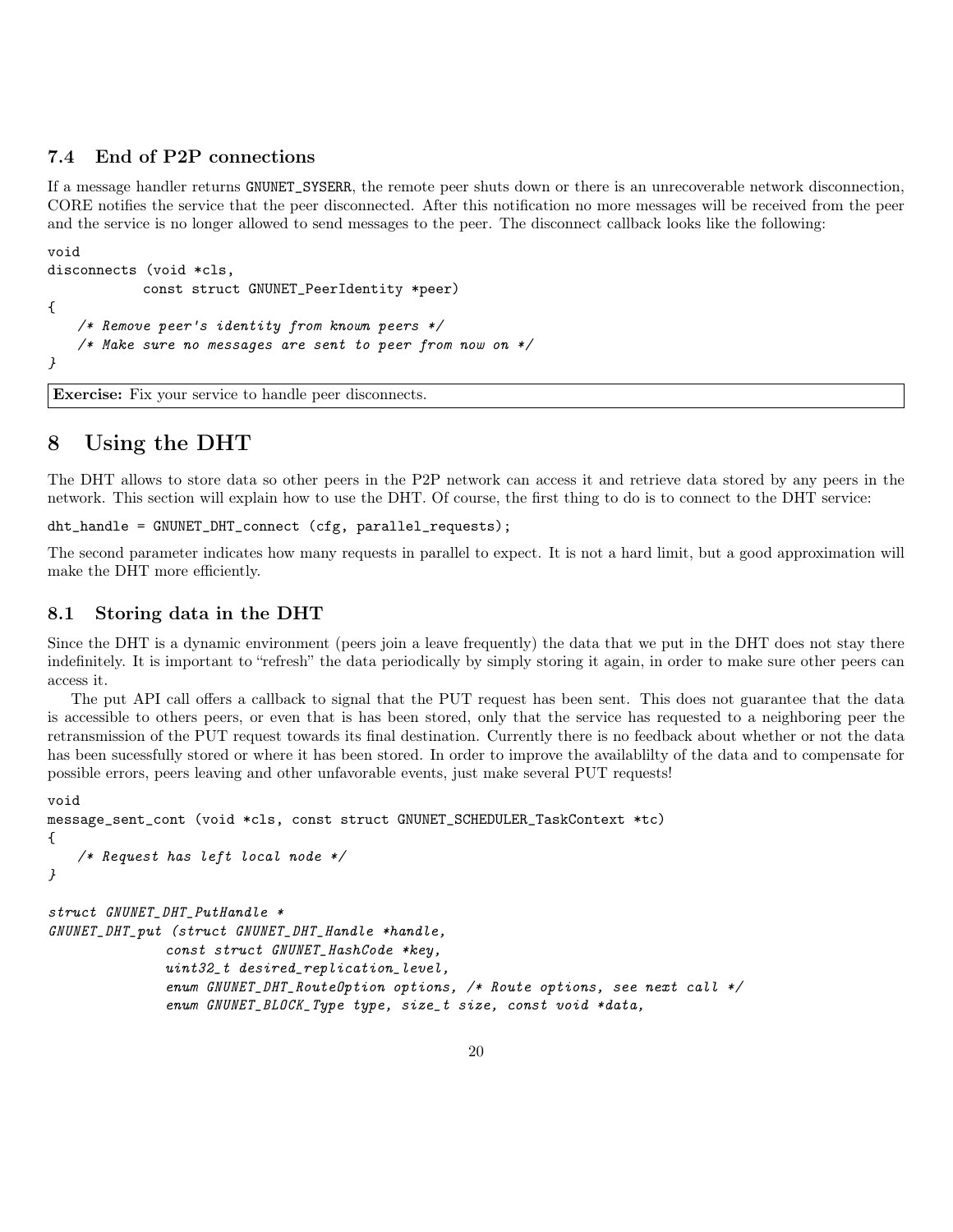### 7.4 End of P2P connections

If a message handler returns GNUNET_SYSERR, the remote peer shuts down or there is an unrecoverable network disconnection, CORE notifies the service that the peer disconnected. After this notification no more messages will be received from the peer and the service is no longer allowed to send messages to the peer. The disconnect callback looks like the following:

```
void
disconnects (void *cls,
             const struct GNUNET_PeerIdentity *peer)
{
    /* Remove peer's identity from known peers */
    /* Make sure no messages are sent to peer from now on */
}
```

**Exercise:** Fix your service to handle peer disconnects.

## 8 Using the DHT

The DHT allows to store data so other peers in the P2P network can access it and retrieve data stored by any peers in the network. This section will explain how to use the DHT. Of course, the first thing to do is to connect to the DHT service:

```
dht_handle = GNUNET_DHT_connect (cfg, parallel_requests);
```

The second parameter indicates how many requests in parallel to expect. It is not a hard limit, but a good approximation will make the DHT more efficiently.

### 8.1 Storing data in the DHT

Since the DHT is a dynamic environment (peers join a leave frequently) the data that we put in the DHT does not stay there indefinitely. It is important to "refresh" the data periodically by simply storing it again, in order to make sure other peers can access it.

The put API call offers a callback to signal that the PUT request has been sent. This does not guarantee that the data is accessible to others peers, or even that is has been stored, only that the service has requested to a neighboring peer the retransmission of the PUT request towards its final destination. Currently there is no feedback about whether or not the data has been sucessfully stored or where it has been stored. In order to improve the availablilty of the data and to compensate for possible errors, peers leaving and other unfavorable events, just make several PUT requests!

```
void
message_sent_cont (void *cls, const struct GNUNET_SCHEDULER_TaskContext *tc)
{
    /* Request has left local node */
}

struct GNUNET_DHT_PutHandle *
GNUNET_DHT_put (struct GNUNET_DHT_Handle *handle,
                const struct GNUNET_HashCode *key,
                uint32_t desired_replication_level,
                enum GNUNET_DHT_RouteOption options, /* Route options, see next call */
                enum GNUNET_BLOCK_Type type, size_t size, const void *data,
```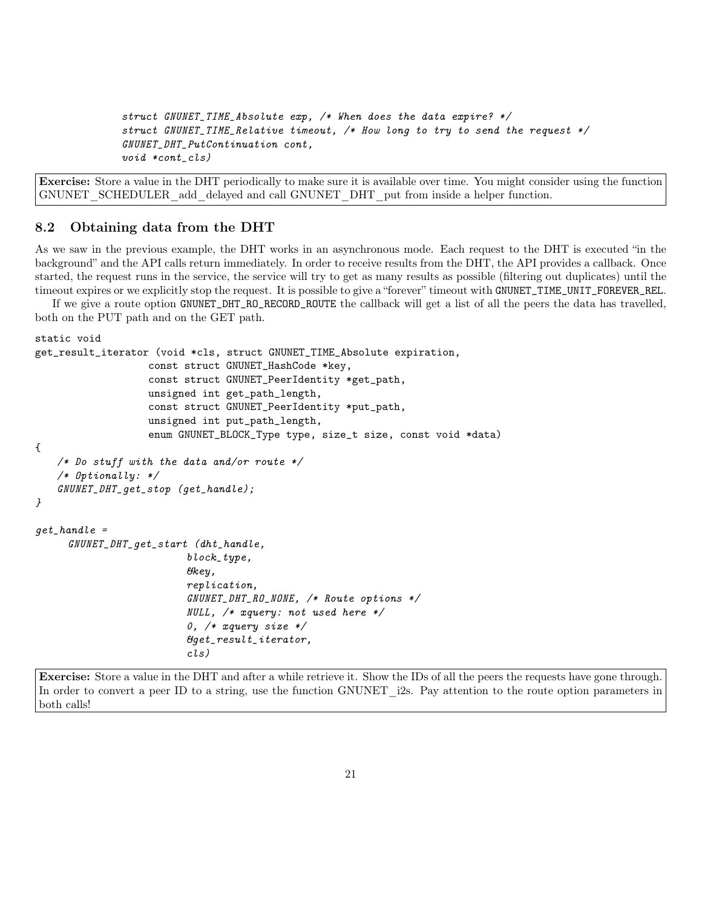```
            struct GNUNET_TIME_Absolute exp, /* When does the data expire? */
            struct GNUNET_TIME_Relative timeout, /* How long to try to send the request */
            GNUNET_DHT_PutContinuation cont,
            void *cont_cls)
```

**Exercise:** Store a value in the DHT periodically to make sure it is available over time. You might consider using the function GNUNET_SCHEDULER_add_delayed and call GNUNET_DHT_put from inside a helper function.

## 8.2 Obtaining data from the DHT

As we saw in the previous example, the DHT works in an asynchronous mode. Each request to the DHT is executed "in the background" and the API calls return immediately. In order to receive results from the DHT, the API provides a callback. Once started, the request runs in the service, the service will try to get as many results as possible (filtering out duplicates) until the timeout expires or we explicitly stop the request. It is possible to give a "forever" timeout with `GNUNET_TIME_UNIT_FOREVER_REL`.

If we give a route option `GNUNET_DHT_RO_RECORD_ROUTE` the callback will get a list of all the peers the data has travelled, both on the PUT path and on the GET path.

```
static void
get_result_iterator (void *cls, struct GNUNET_TIME_Absolute expiration,
                     const struct GNUNET_HashCode *key,
                     const struct GNUNET_PeerIdentity *get_path,
                     unsigned int get_path_length,
                     const struct GNUNET_PeerIdentity *put_path,
                     unsigned int put_path_length,
                     enum GNUNET_BLOCK_Type type, size_t size, const void *data)
{
    /* Do stuff with the data and/or route */
    /* Optionally: */
    GNUNET_DHT_get_stop (get_handle);
}

get_handle =
      GNUNET_DHT_get_start (dht_handle,
                            block_type,
                            &key,
                            replication,
                            GNUNET_DHT_RO_NONE, /* Route options */
                            NULL, /* xquery: not used here */
                            0, /* xquery size */
                            &get_result_iterator,
                            cls)
```

**Exercise:** Store a value in the DHT and after a while retrieve it. Show the IDs of all the peers the requests have gone through. In order to convert a peer ID to a string, use the function GNUNET_i2s. Pay attention to the route option parameters in both calls!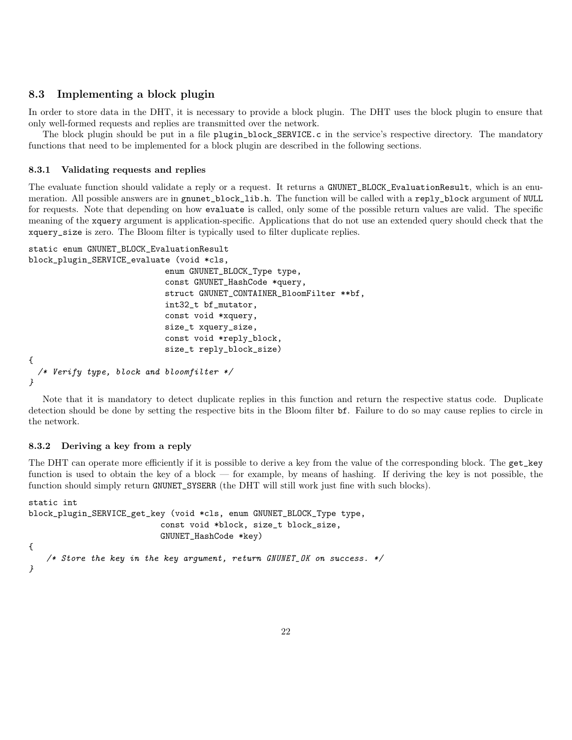## 8.3 Implementing a block plugin

In order to store data in the DHT, it is necessary to provide a block plugin. The DHT uses the block plugin to ensure that only well-formed requests and replies are transmitted over the network.

The block plugin should be put in a file `plugin_block_SERVICE.c` in the service's respective directory. The mandatory functions that need to be implemented for a block plugin are described in the following sections.

### 8.3.1 Validating requests and replies

The evaluate function should validate a reply or a request. It returns a `GNUNET_BLOCK_EvaluationResult`, which is an enumeration. All possible answers are in `gnunet_block_lib.h`. The function will be called with a `reply_block` argument of `NULL` for requests. Note that depending on how `evaluate` is called, only some of the possible return values are valid. The specific meaning of the `xquery` argument is application-specific. Applications that do not use an extended query should check that the `xquery_size` is zero. The Bloom filter is typically used to filter duplicate replies.

```
static enum GNUNET_BLOCK_EvaluationResult
block_plugin_SERVICE_evaluate (void *cls,
                              enum GNUNET_BLOCK_Type type,
                              const GNUNET_HashCode *query,
                              struct GNUNET_CONTAINER_BloomFilter **bf,
                              int32_t bf_mutator,
                              const void *xquery,
                              size_t xquery_size,
                              const void *reply_block,
                              size_t reply_block_size)
{
  /* Verify type, block and bloomfilter */
}
```

Note that it is mandatory to detect duplicate replies in this function and return the respective status code. Duplicate detection should be done by setting the respective bits in the Bloom filter `bf`. Failure to do so may cause replies to circle in the network.

### 8.3.2 Deriving a key from a reply

The DHT can operate more efficiently if it is possible to derive a key from the value of the corresponding block. The `get_key` function is used to obtain the key of a block — for example, by means of hashing. If deriving the key is not possible, the function should simply return `GNUNET_SYSERR` (the DHT will still work just fine with such blocks).

```
static int
block_plugin_SERVICE_get_key (void *cls, enum GNUNET_BLOCK_Type type,
                             const void *block, size_t block_size,
                            GNUNET_HashCode *key)
{
    /* Store the key in the key argument, return GNUNET_OK on success. */
}
```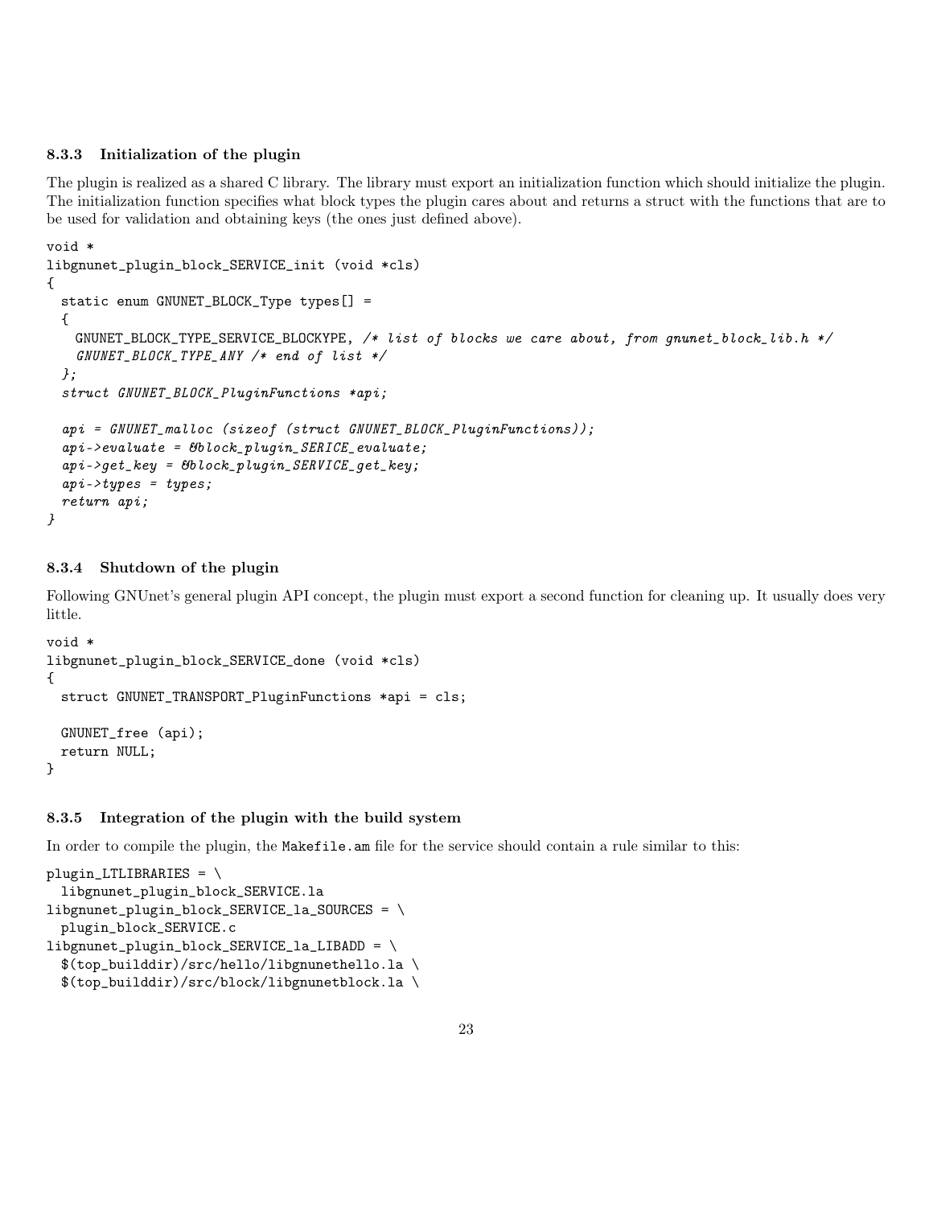### 8.3.3 Initialization of the plugin

The plugin is realized as a shared C library. The library must export an initialization function which should initialize the plugin. The initialization function specifies what block types the plugin cares about and returns a struct with the functions that are to be used for validation and obtaining keys (the ones just defined above).

```
void *
libgnunet_plugin_block_SERVICE_init (void *cls)
{
  static enum GNUNET_BLOCK_Type types[] =
  {
    GNUNET_BLOCK_TYPE_SERVICE_BLOCKYPE, /* list of blocks we care about, from gnunet_block_lib.h */
    GNUNET_BLOCK_TYPE_ANY /* end of list */
  };
  struct GNUNET_BLOCK_PluginFunctions *api;

  api = GNUNET_malloc (sizeof (struct GNUNET_BLOCK_PluginFunctions));
  api->evaluate = &block_plugin_SERICE_evaluate;
  api->get_key = &block_plugin_SERVICE_get_key;
  api->types = types;
  return api;
}
```

### 8.3.4 Shutdown of the plugin

Following GNUnet's general plugin API concept, the plugin must export a second function for cleaning up. It usually does very little.

```
void *
libgnunet_plugin_block_SERVICE_done (void *cls)
{
  struct GNUNET_TRANSPORT_PluginFunctions *api = cls;

  GNUNET_free (api);
  return NULL;
}
```

### 8.3.5 Integration of the plugin with the build system

In order to compile the plugin, the Makefile.am file for the service should contain a rule similar to this:

```
plugin_LTLIBRARIES = \
  libgnunet_plugin_block_SERVICE.la
libgnunet_plugin_block_SERVICE_la_SOURCES = \
  plugin_block_SERVICE.c
libgnunet_plugin_block_SERVICE_la_LIBADD = \
  $(top_builddir)/src/hello/libgnunethello.la \
  $(top_builddir)/src/block/libgnunetblock.la \
```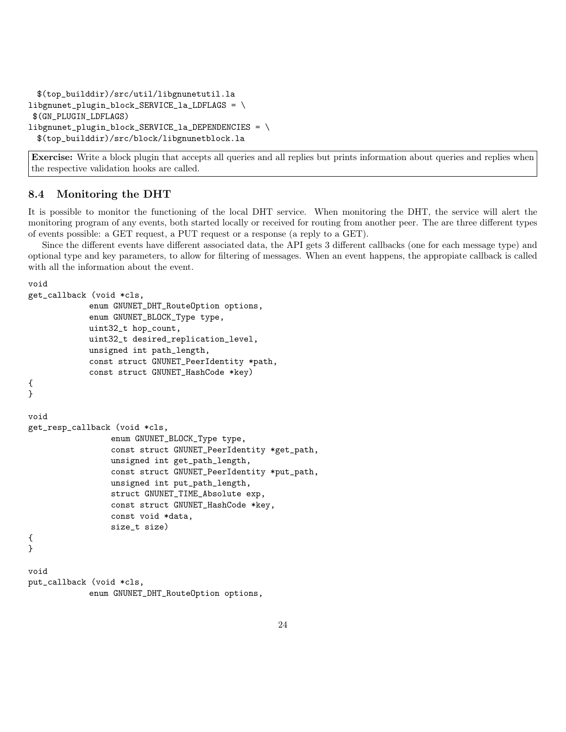```
  $(top_builddir)/src/util/libgnunetutil.la
libgnunet_plugin_block_SERVICE_la_LDFLAGS = \
 $(GN_PLUGIN_LDFLAGS)
libgnunet_plugin_block_SERVICE_la_DEPENDENCIES = \
  $(top_builddir)/src/block/libgnunetblock.la
```

**Exercise:** Write a block plugin that accepts all queries and all replies but prints information about queries and replies when the respective validation hooks are called.

## 8.4 Monitoring the DHT

It is possible to monitor the functioning of the local DHT service. When monitoring the DHT, the service will alert the monitoring program of any events, both started locally or received for routing from another peer. The are three different types of events possible: a GET request, a PUT request or a response (a reply to a GET).

Since the different events have different associated data, the API gets 3 different callbacks (one for each message type) and optional type and key parameters, to allow for filtering of messages. When an event happens, the appropiate callback is called with all the information about the event.

```
void
get_callback (void *cls,
             enum GNUNET_DHT_RouteOption options,
             enum GNUNET_BLOCK_Type type,
             uint32_t hop_count,
             uint32_t desired_replication_level,
             unsigned int path_length,
             const struct GNUNET_PeerIdentity *path,
             const struct GNUNET_HashCode *key)
{
}

void
get_resp_callback (void *cls,
                  enum GNUNET_BLOCK_Type type,
                  const struct GNUNET_PeerIdentity *get_path,
                  unsigned int get_path_length,
                  const struct GNUNET_PeerIdentity *put_path,
                  unsigned int put_path_length,
                  struct GNUNET_TIME_Absolute exp,
                  const struct GNUNET_HashCode *key,
                  const void *data,
                  size_t size)
{
}

void
put_callback (void *cls,
             enum GNUNET_DHT_RouteOption options,
```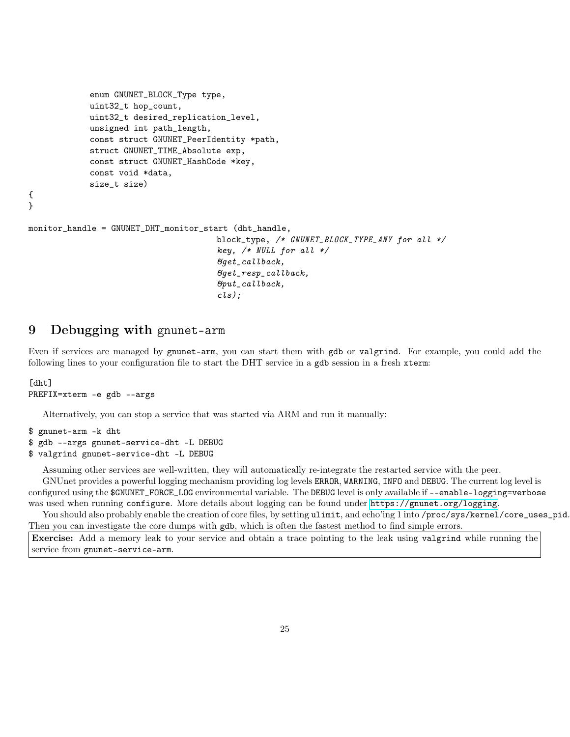```
            enum GNUNET_BLOCK_Type type,
            uint32_t hop_count,
            uint32_t desired_replication_level,
            unsigned int path_length,
            const struct GNUNET_PeerIdentity *path,
            struct GNUNET_TIME_Absolute exp,
            const struct GNUNET_HashCode *key,
            const void *data,
            size_t size)
{
}

monitor_handle = GNUNET_DHT_monitor_start (dht_handle,
                                           block_type, /* GNUNET_BLOCK_TYPE_ANY for all */
                                           key, /* NULL for all */
                                           &get_callback,
                                           &get_resp_callback,
                                           &put_callback,
                                           cls);
```

# 9 Debugging with gnunet-arm

Even if services are managed by `gnunet-arm`, you can start them with `gdb` or `valgrind`. For example, you could add the following lines to your configuration file to start the DHT service in a `gdb` session in a fresh `xterm`:

```
[dht]
PREFIX=xterm -e gdb --args
```

Alternatively, you can stop a service that was started via ARM and run it manually:

```
$ gnunet-arm -k dht
$ gdb --args gnunet-service-dht -L DEBUG
$ valgrind gnunet-service-dht -L DEBUG
```

Assuming other services are well-written, they will automatically re-integrate the restarted service with the peer.

GNUnet provides a powerful logging mechanism providing log levels `ERROR`, `WARNING`, `INFO` and `DEBUG`. The current log level is configured using the `$GNUNET_FORCE_LOG` environmental variable. The `DEBUG` level is only available if `--enable-logging=verbose` was used when running `configure`. More details about logging can be found under https://gnunet.org/logging.

You should also probably enable the creation of core files, by setting `ulimit`, and echo'ing 1 into `/proc/sys/kernel/core_uses_pid`. Then you can investigate the core dumps with `gdb`, which is often the fastest method to find simple errors.

**Exercise:** Add a memory leak to your service and obtain a trace pointing to the leak using `valgrind` while running the service from `gnunet-service-arm`.